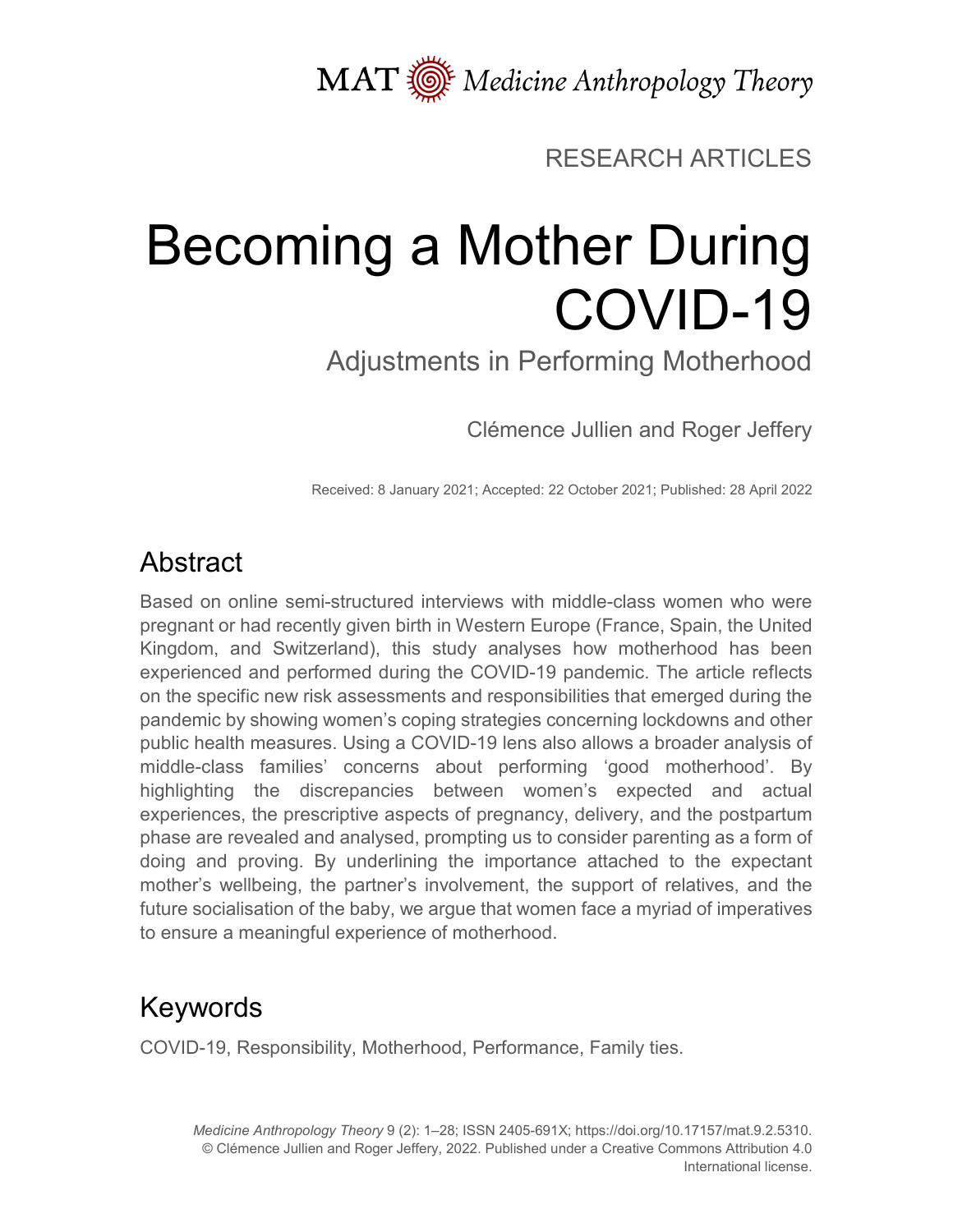MAT Medicine Anthropology Theory

RESEARCH ARTICLES

# Becoming a Mother During COVID-19

## Adjustments in Performing Motherhood

Clémence Jullien and Roger Jeffery

Received: 8 January 2021; Accepted: 22 October 2021; Published: 28 April 2022

## Abstract

Based on online semi-structured interviews with middle-class women who were pregnant or had recently given birth in Western Europe (France, Spain, the United Kingdom, and Switzerland), this study analyses how motherhood has been experienced and performed during the COVID-19 pandemic. The article reflects on the specific new risk assessments and responsibilities that emerged during the pandemic by showing women's coping strategies concerning lockdowns and other public health measures. Using a COVID-19 lens also allows a broader analysis of middle-class families' concerns about performing 'good motherhood'. By highlighting the discrepancies between women's expected and actual experiences, the prescriptive aspects of pregnancy, delivery, and the postpartum phase are revealed and analysed, prompting us to consider parenting as a form of doing and proving. By underlining the importance attached to the expectant mother's wellbeing, the partner's involvement, the support of relatives, and the future socialisation of the baby, we argue that women face a myriad of imperatives to ensure a meaningful experience of motherhood.

## Keywords

COVID-19, Responsibility, Motherhood, Performance, Family ties.

*Medicine Anthropology Theory* 9 (2): 1–28; ISSN 2405-691X; https://doi.org/10.17157/mat.9.2.5310.
© Clémence Jullien and Roger Jeffery, 2022. Published under a Creative Commons Attribution 4.0 International license.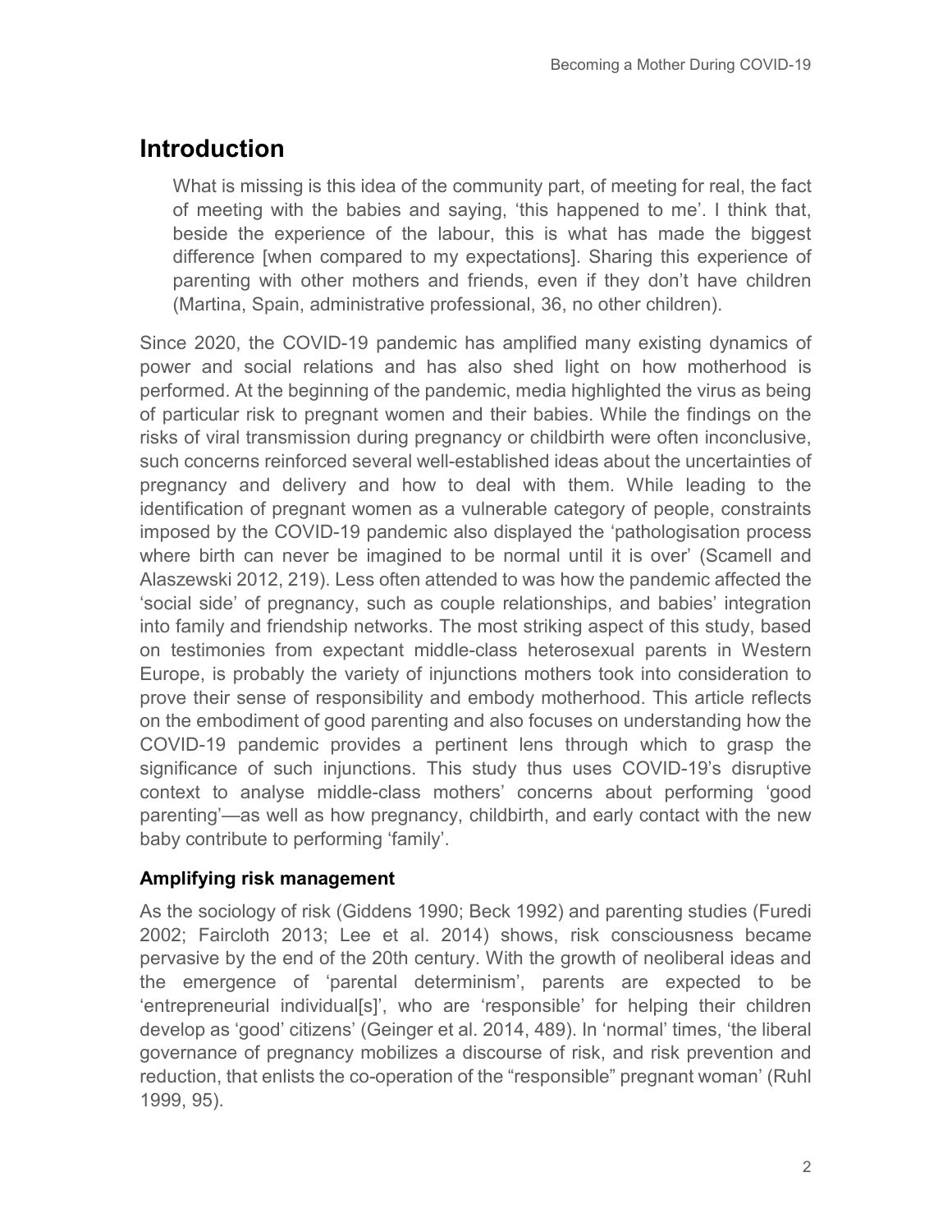## Introduction

> What is missing is this idea of the community part, of meeting for real, the fact of meeting with the babies and saying, 'this happened to me'. I think that, beside the experience of the labour, this is what has made the biggest difference [when compared to my expectations]. Sharing this experience of parenting with other mothers and friends, even if they don't have children (Martina, Spain, administrative professional, 36, no other children).

Since 2020, the COVID-19 pandemic has amplified many existing dynamics of power and social relations and has also shed light on how motherhood is performed. At the beginning of the pandemic, media highlighted the virus as being of particular risk to pregnant women and their babies. While the findings on the risks of viral transmission during pregnancy or childbirth were often inconclusive, such concerns reinforced several well-established ideas about the uncertainties of pregnancy and delivery and how to deal with them. While leading to the identification of pregnant women as a vulnerable category of people, constraints imposed by the COVID-19 pandemic also displayed the 'pathologisation process where birth can never be imagined to be normal until it is over' (Scamell and Alaszewski 2012, 219). Less often attended to was how the pandemic affected the 'social side' of pregnancy, such as couple relationships, and babies' integration into family and friendship networks. The most striking aspect of this study, based on testimonies from expectant middle-class heterosexual parents in Western Europe, is probably the variety of injunctions mothers took into consideration to prove their sense of responsibility and embody motherhood. This article reflects on the embodiment of good parenting and also focuses on understanding how the COVID-19 pandemic provides a pertinent lens through which to grasp the significance of such injunctions. This study thus uses COVID-19's disruptive context to analyse middle-class mothers' concerns about performing 'good parenting'—as well as how pregnancy, childbirth, and early contact with the new baby contribute to performing 'family'.

### Amplifying risk management

As the sociology of risk (Giddens 1990; Beck 1992) and parenting studies (Furedi 2002; Faircloth 2013; Lee et al. 2014) shows, risk consciousness became pervasive by the end of the 20th century. With the growth of neoliberal ideas and the emergence of 'parental determinism', parents are expected to be 'entrepreneurial individual[s]', who are 'responsible' for helping their children develop as 'good' citizens' (Geinger et al. 2014, 489). In 'normal' times, 'the liberal governance of pregnancy mobilizes a discourse of risk, and risk prevention and reduction, that enlists the co-operation of the "responsible" pregnant woman' (Ruhl 1999, 95).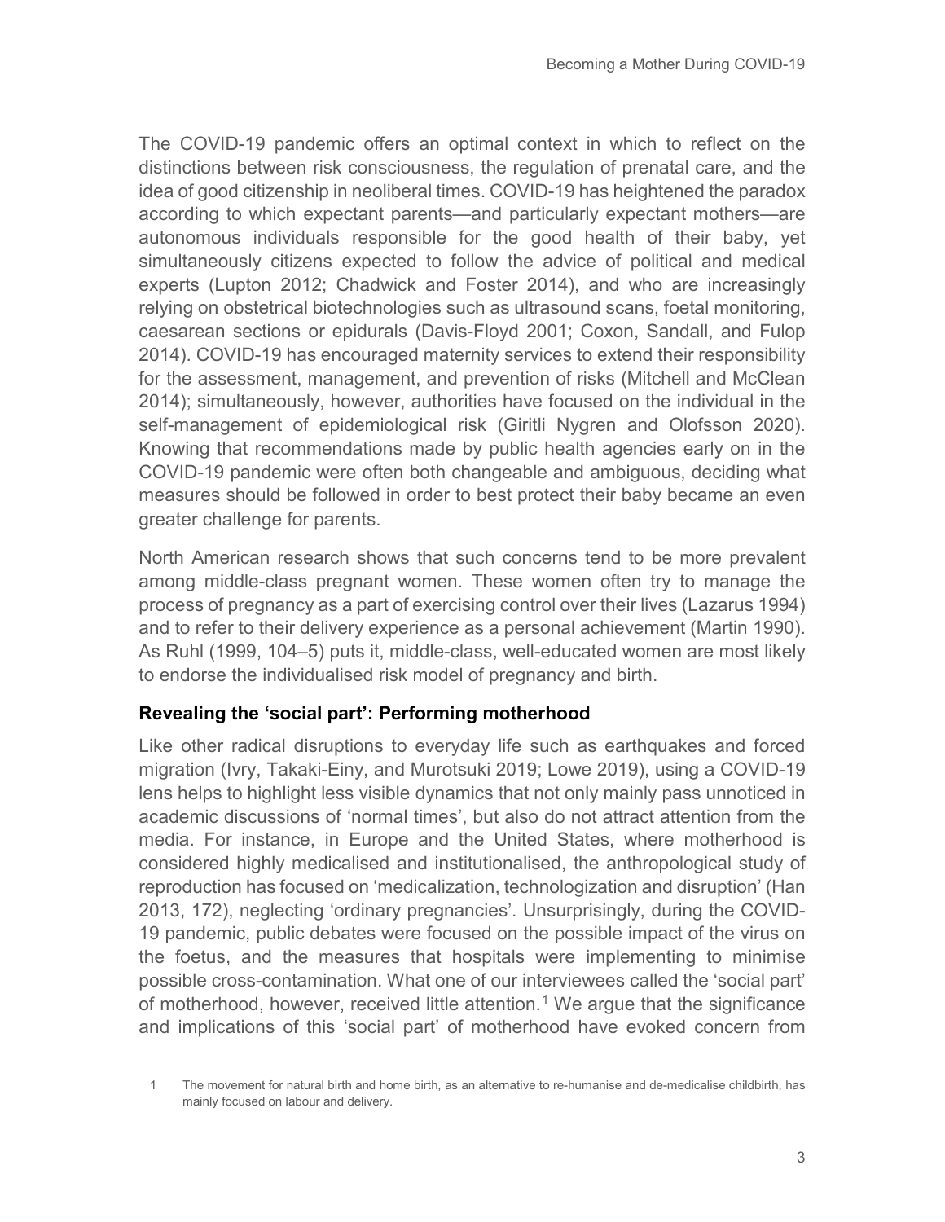The COVID-19 pandemic offers an optimal context in which to reflect on the distinctions between risk consciousness, the regulation of prenatal care, and the idea of good citizenship in neoliberal times. COVID-19 has heightened the paradox according to which expectant parents—and particularly expectant mothers—are autonomous individuals responsible for the good health of their baby, yet simultaneously citizens expected to follow the advice of political and medical experts (Lupton 2012; Chadwick and Foster 2014), and who are increasingly relying on obstetrical biotechnologies such as ultrasound scans, foetal monitoring, caesarean sections or epidurals (Davis-Floyd 2001; Coxon, Sandall, and Fulop 2014). COVID-19 has encouraged maternity services to extend their responsibility for the assessment, management, and prevention of risks (Mitchell and McClean 2014); simultaneously, however, authorities have focused on the individual in the self-management of epidemiological risk (Giritli Nygren and Olofsson 2020). Knowing that recommendations made by public health agencies early on in the COVID-19 pandemic were often both changeable and ambiguous, deciding what measures should be followed in order to best protect their baby became an even greater challenge for parents.

North American research shows that such concerns tend to be more prevalent among middle-class pregnant women. These women often try to manage the process of pregnancy as a part of exercising control over their lives (Lazarus 1994) and to refer to their delivery experience as a personal achievement (Martin 1990). As Ruhl (1999, 104–5) puts it, middle-class, well-educated women are most likely to endorse the individualised risk model of pregnancy and birth.

### Revealing the 'social part': Performing motherhood

Like other radical disruptions to everyday life such as earthquakes and forced migration (Ivry, Takaki-Einy, and Murotsuki 2019; Lowe 2019), using a COVID-19 lens helps to highlight less visible dynamics that not only mainly pass unnoticed in academic discussions of 'normal times', but also do not attract attention from the media. For instance, in Europe and the United States, where motherhood is considered highly medicalised and institutionalised, the anthropological study of reproduction has focused on 'medicalization, technologization and disruption' (Han 2013, 172), neglecting 'ordinary pregnancies'. Unsurprisingly, during the COVID-19 pandemic, public debates were focused on the possible impact of the virus on the foetus, and the measures that hospitals were implementing to minimise possible cross-contamination. What one of our interviewees called the 'social part' of motherhood, however, received little attention.[1] We argue that the significance and implications of this 'social part' of motherhood have evoked concern from

[1] The movement for natural birth and home birth, as an alternative to re-humanise and de-medicalise childbirth, has mainly focused on labour and delivery.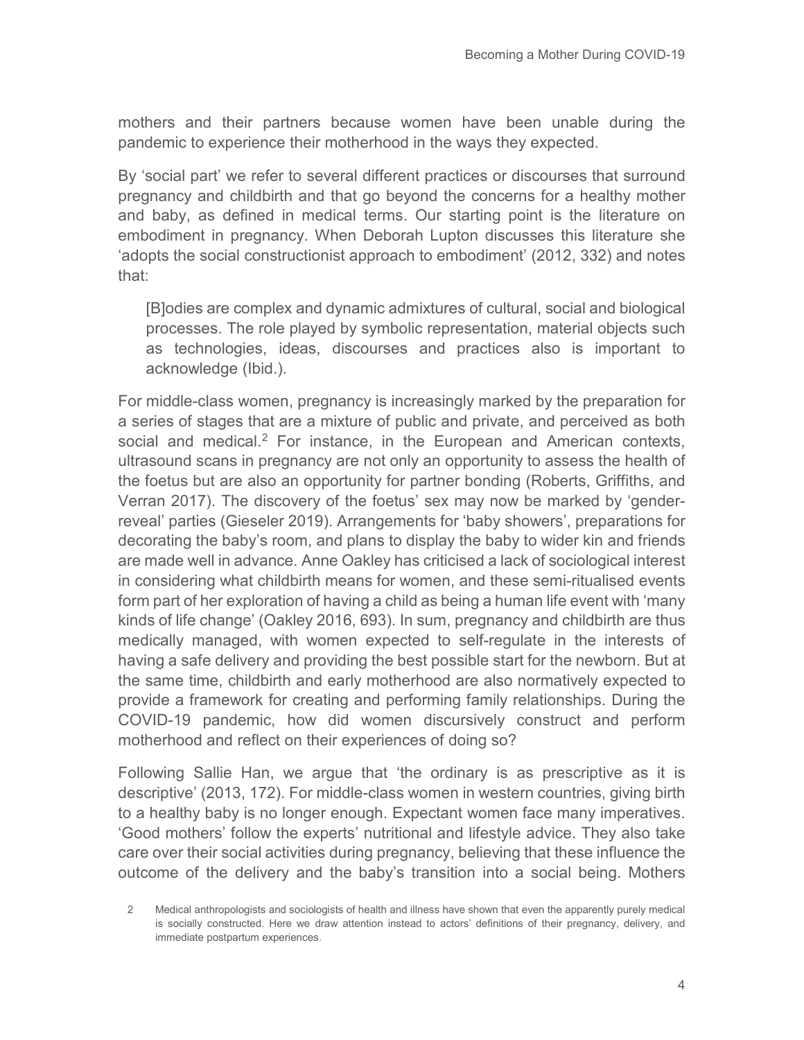mothers and their partners because women have been unable during the pandemic to experience their motherhood in the ways they expected.

By 'social part' we refer to several different practices or discourses that surround pregnancy and childbirth and that go beyond the concerns for a healthy mother and baby, as defined in medical terms. Our starting point is the literature on embodiment in pregnancy. When Deborah Lupton discusses this literature she 'adopts the social constructionist approach to embodiment' (2012, 332) and notes that:

> [B]odies are complex and dynamic admixtures of cultural, social and biological processes. The role played by symbolic representation, material objects such as technologies, ideas, discourses and practices also is important to acknowledge (Ibid.).

For middle-class women, pregnancy is increasingly marked by the preparation for a series of stages that are a mixture of public and private, and perceived as both social and medical.[2] For instance, in the European and American contexts, ultrasound scans in pregnancy are not only an opportunity to assess the health of the foetus but are also an opportunity for partner bonding (Roberts, Griffiths, and Verran 2017). The discovery of the foetus' sex may now be marked by 'gender-reveal' parties (Gieseler 2019). Arrangements for 'baby showers', preparations for decorating the baby's room, and plans to display the baby to wider kin and friends are made well in advance. Anne Oakley has criticised a lack of sociological interest in considering what childbirth means for women, and these semi-ritualised events form part of her exploration of having a child as being a human life event with 'many kinds of life change' (Oakley 2016, 693). In sum, pregnancy and childbirth are thus medically managed, with women expected to self-regulate in the interests of having a safe delivery and providing the best possible start for the newborn. But at the same time, childbirth and early motherhood are also normatively expected to provide a framework for creating and performing family relationships. During the COVID-19 pandemic, how did women discursively construct and perform motherhood and reflect on their experiences of doing so?

Following Sallie Han, we argue that 'the ordinary is as prescriptive as it is descriptive' (2013, 172). For middle-class women in western countries, giving birth to a healthy baby is no longer enough. Expectant women face many imperatives. 'Good mothers' follow the experts' nutritional and lifestyle advice. They also take care over their social activities during pregnancy, believing that these influence the outcome of the delivery and the baby's transition into a social being. Mothers

2 Medical anthropologists and sociologists of health and illness have shown that even the apparently purely medical is socially constructed. Here we draw attention instead to actors' definitions of their pregnancy, delivery, and immediate postpartum experiences.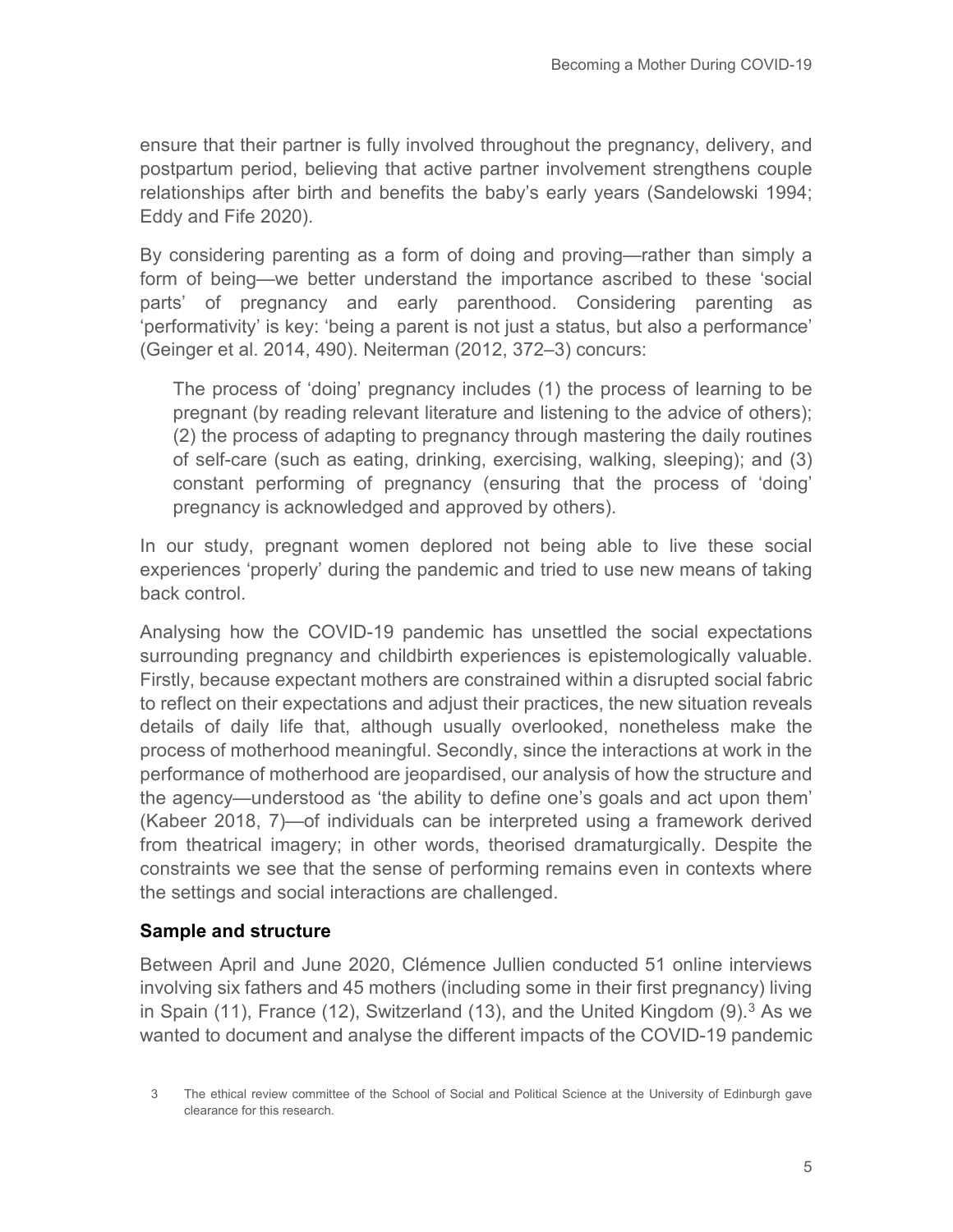ensure that their partner is fully involved throughout the pregnancy, delivery, and postpartum period, believing that active partner involvement strengthens couple relationships after birth and benefits the baby's early years (Sandelowski 1994; Eddy and Fife 2020).

By considering parenting as a form of doing and proving—rather than simply a form of being—we better understand the importance ascribed to these 'social parts' of pregnancy and early parenthood. Considering parenting as 'performativity' is key: 'being a parent is not just a status, but also a performance' (Geinger et al. 2014, 490). Neiterman (2012, 372–3) concurs:

> The process of 'doing' pregnancy includes (1) the process of learning to be pregnant (by reading relevant literature and listening to the advice of others); (2) the process of adapting to pregnancy through mastering the daily routines of self-care (such as eating, drinking, exercising, walking, sleeping); and (3) constant performing of pregnancy (ensuring that the process of 'doing' pregnancy is acknowledged and approved by others).

In our study, pregnant women deplored not being able to live these social experiences 'properly' during the pandemic and tried to use new means of taking back control.

Analysing how the COVID-19 pandemic has unsettled the social expectations surrounding pregnancy and childbirth experiences is epistemologically valuable. Firstly, because expectant mothers are constrained within a disrupted social fabric to reflect on their expectations and adjust their practices, the new situation reveals details of daily life that, although usually overlooked, nonetheless make the process of motherhood meaningful. Secondly, since the interactions at work in the performance of motherhood are jeopardised, our analysis of how the structure and the agency—understood as 'the ability to define one's goals and act upon them' (Kabeer 2018, 7)—of individuals can be interpreted using a framework derived from theatrical imagery; in other words, theorised dramaturgically. Despite the constraints we see that the sense of performing remains even in contexts where the settings and social interactions are challenged.

### Sample and structure

Between April and June 2020, Clémence Jullien conducted 51 online interviews involving six fathers and 45 mothers (including some in their first pregnancy) living in Spain (11), France (12), Switzerland (13), and the United Kingdom (9).[3] As we wanted to document and analyse the different impacts of the COVID-19 pandemic

[3] The ethical review committee of the School of Social and Political Science at the University of Edinburgh gave clearance for this research.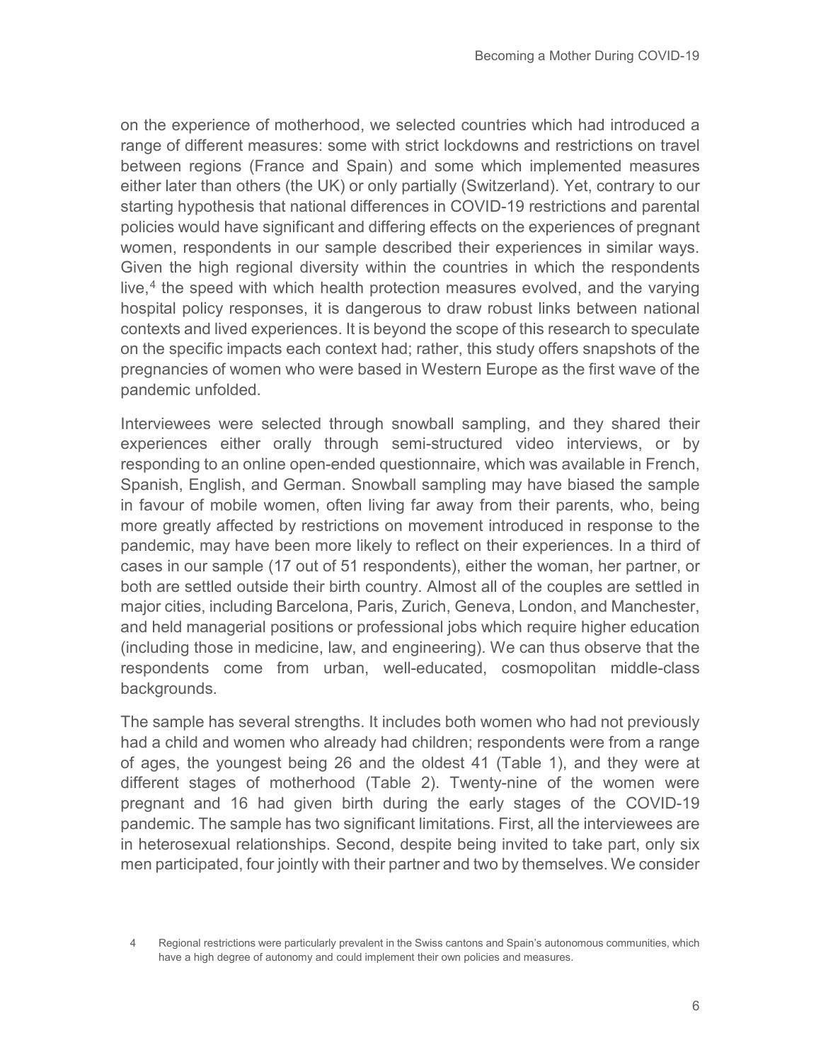on the experience of motherhood, we selected countries which had introduced a range of different measures: some with strict lockdowns and restrictions on travel between regions (France and Spain) and some which implemented measures either later than others (the UK) or only partially (Switzerland). Yet, contrary to our starting hypothesis that national differences in COVID-19 restrictions and parental policies would have significant and differing effects on the experiences of pregnant women, respondents in our sample described their experiences in similar ways. Given the high regional diversity within the countries in which the respondents live,[4] the speed with which health protection measures evolved, and the varying hospital policy responses, it is dangerous to draw robust links between national contexts and lived experiences. It is beyond the scope of this research to speculate on the specific impacts each context had; rather, this study offers snapshots of the pregnancies of women who were based in Western Europe as the first wave of the pandemic unfolded.

Interviewees were selected through snowball sampling, and they shared their experiences either orally through semi-structured video interviews, or by responding to an online open-ended questionnaire, which was available in French, Spanish, English, and German. Snowball sampling may have biased the sample in favour of mobile women, often living far away from their parents, who, being more greatly affected by restrictions on movement introduced in response to the pandemic, may have been more likely to reflect on their experiences. In a third of cases in our sample (17 out of 51 respondents), either the woman, her partner, or both are settled outside their birth country. Almost all of the couples are settled in major cities, including Barcelona, Paris, Zurich, Geneva, London, and Manchester, and held managerial positions or professional jobs which require higher education (including those in medicine, law, and engineering). We can thus observe that the respondents come from urban, well-educated, cosmopolitan middle-class backgrounds.

The sample has several strengths. It includes both women who had not previously had a child and women who already had children; respondents were from a range of ages, the youngest being 26 and the oldest 41 (Table 1), and they were at different stages of motherhood (Table 2). Twenty-nine of the women were pregnant and 16 had given birth during the early stages of the COVID-19 pandemic. The sample has two significant limitations. First, all the interviewees are in heterosexual relationships. Second, despite being invited to take part, only six men participated, four jointly with their partner and two by themselves. We consider

[4] Regional restrictions were particularly prevalent in the Swiss cantons and Spain's autonomous communities, which have a high degree of autonomy and could implement their own policies and measures.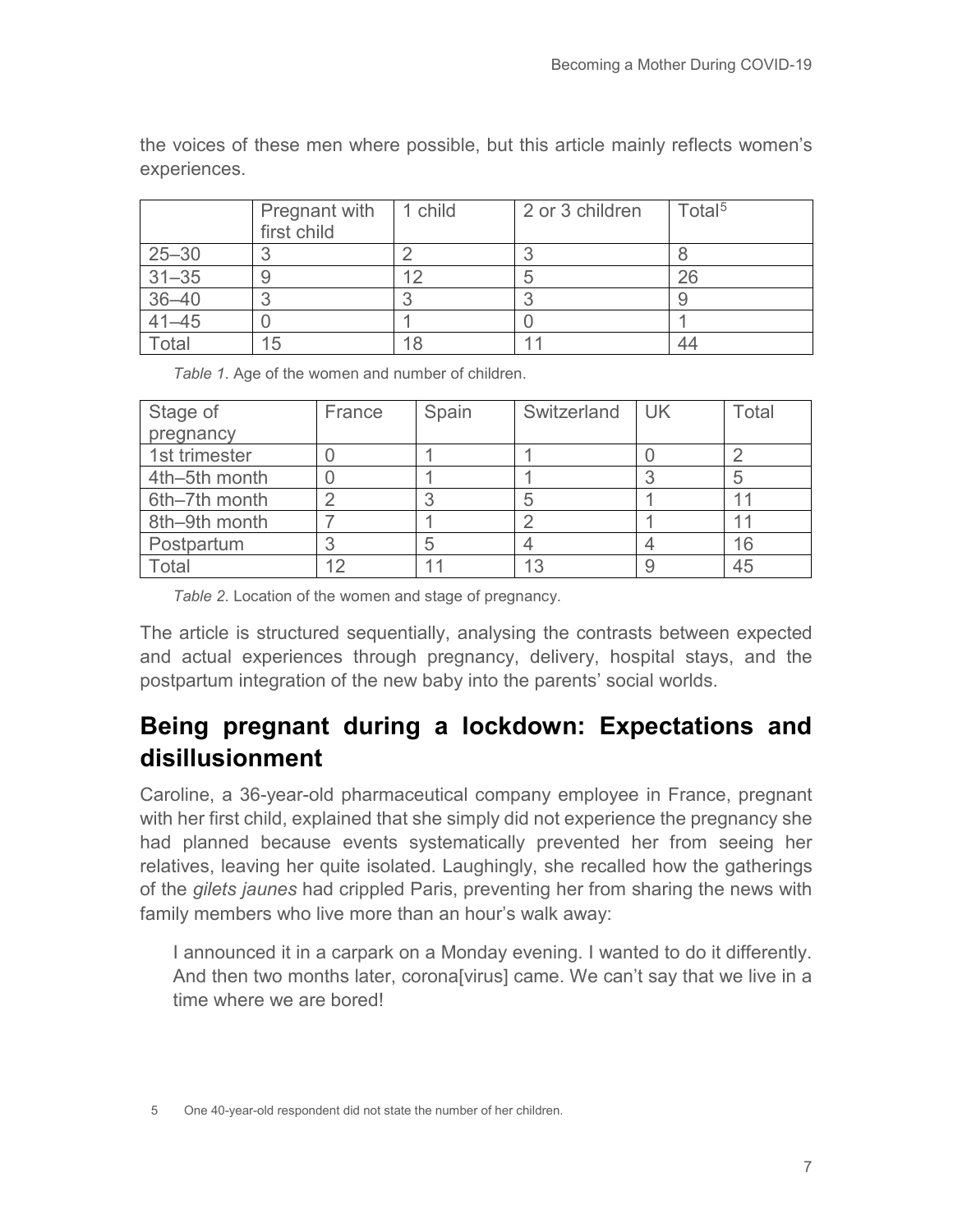the voices of these men where possible, but this article mainly reflects women's experiences.

| | Pregnant with first child | 1 child | 2 or 3 children | Total[5] |
|---|---|---|---|---|
| 25–30 | 3 | 2 | 3 | 8 |
| 31–35 | 9 | 12 | 5 | 26 |
| 36–40 | 3 | 3 | 3 | 9 |
| 41–45 | 0 | 1 | 0 | 1 |
| Total | 15 | 18 | 11 | 44 |

*Table 1*. Age of the women and number of children.

| Stage of pregnancy | France | Spain | Switzerland | UK | Total |
|---|---|---|---|---|---|
| 1st trimester | 0 | 1 | 1 | 0 | 2 |
| 4th–5th month | 0 | 1 | 1 | 3 | 5 |
| 6th–7th month | 2 | 3 | 5 | 1 | 11 |
| 8th–9th month | 7 | 1 | 2 | 1 | 11 |
| Postpartum | 3 | 5 | 4 | 4 | 16 |
| Total | 12 | 11 | 13 | 9 | 45 |

*Table 2*. Location of the women and stage of pregnancy.

The article is structured sequentially, analysing the contrasts between expected and actual experiences through pregnancy, delivery, hospital stays, and the postpartum integration of the new baby into the parents' social worlds.

## Being pregnant during a lockdown: Expectations and disillusionment

Caroline, a 36-year-old pharmaceutical company employee in France, pregnant with her first child, explained that she simply did not experience the pregnancy she had planned because events systematically prevented her from seeing her relatives, leaving her quite isolated. Laughingly, she recalled how the gatherings of the *gilets jaunes* had crippled Paris, preventing her from sharing the news with family members who live more than an hour's walk away:

> I announced it in a carpark on a Monday evening. I wanted to do it differently. And then two months later, corona[virus] came. We can't say that we live in a time where we are bored!

5 One 40-year-old respondent did not state the number of her children.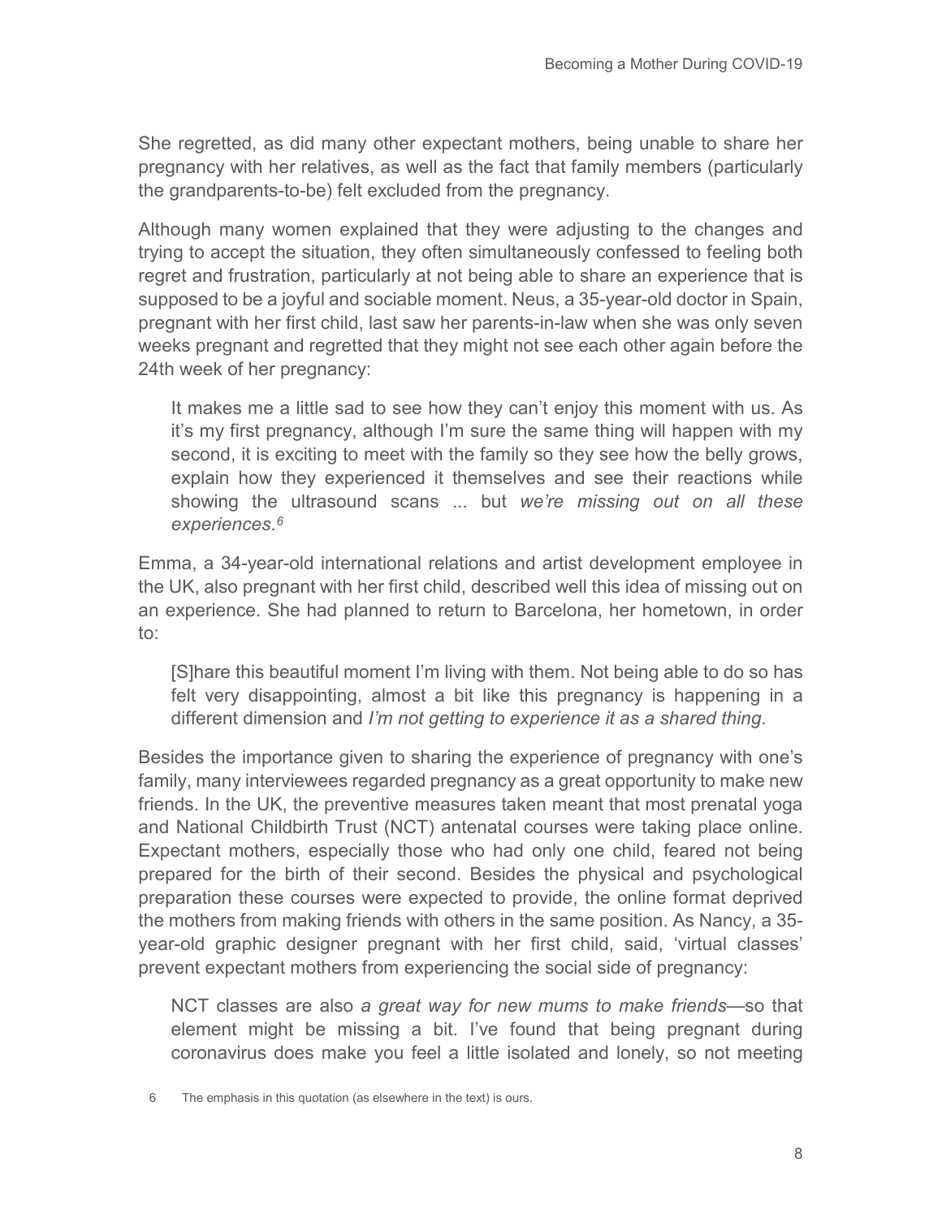She regretted, as did many other expectant mothers, being unable to share her pregnancy with her relatives, as well as the fact that family members (particularly the grandparents-to-be) felt excluded from the pregnancy.

Although many women explained that they were adjusting to the changes and trying to accept the situation, they often simultaneously confessed to feeling both regret and frustration, particularly at not being able to share an experience that is supposed to be a joyful and sociable moment. Neus, a 35-year-old doctor in Spain, pregnant with her first child, last saw her parents-in-law when she was only seven weeks pregnant and regretted that they might not see each other again before the 24th week of her pregnancy:

> It makes me a little sad to see how they can't enjoy this moment with us. As it's my first pregnancy, although I'm sure the same thing will happen with my second, it is exciting to meet with the family so they see how the belly grows, explain how they experienced it themselves and see their reactions while showing the ultrasound scans ... but *we're missing out on all these experiences*.[6]

Emma, a 34-year-old international relations and artist development employee in the UK, also pregnant with her first child, described well this idea of missing out on an experience. She had planned to return to Barcelona, her hometown, in order to:

> [S]hare this beautiful moment I'm living with them. Not being able to do so has felt very disappointing, almost a bit like this pregnancy is happening in a different dimension and *I'm not getting to experience it as a shared thing*.

Besides the importance given to sharing the experience of pregnancy with one's family, many interviewees regarded pregnancy as a great opportunity to make new friends. In the UK, the preventive measures taken meant that most prenatal yoga and National Childbirth Trust (NCT) antenatal courses were taking place online. Expectant mothers, especially those who had only one child, feared not being prepared for the birth of their second. Besides the physical and psychological preparation these courses were expected to provide, the online format deprived the mothers from making friends with others in the same position. As Nancy, a 35-year-old graphic designer pregnant with her first child, said, 'virtual classes' prevent expectant mothers from experiencing the social side of pregnancy:

> NCT classes are also *a great way for new mums to make friends*—so that element might be missing a bit. I've found that being pregnant during coronavirus does make you feel a little isolated and lonely, so not meeting

[6] The emphasis in this quotation (as elsewhere in the text) is ours.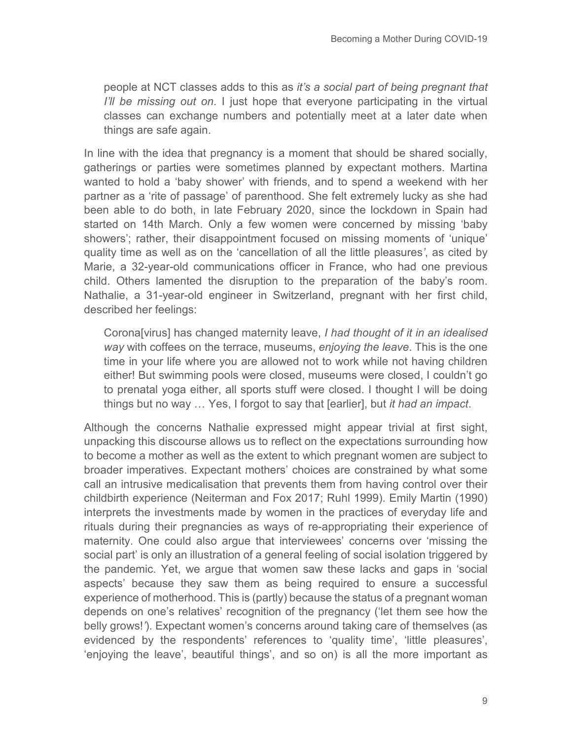people at NCT classes adds to this as *it's a social part of being pregnant that I'll be missing out on*. I just hope that everyone participating in the virtual classes can exchange numbers and potentially meet at a later date when things are safe again.

In line with the idea that pregnancy is a moment that should be shared socially, gatherings or parties were sometimes planned by expectant mothers. Martina wanted to hold a 'baby shower' with friends, and to spend a weekend with her partner as a 'rite of passage' of parenthood. She felt extremely lucky as she had been able to do both, in late February 2020, since the lockdown in Spain had started on 14th March. Only a few women were concerned by missing 'baby showers'; rather, their disappointment focused on missing moments of 'unique' quality time as well as on the 'cancellation of all the little pleasures', as cited by Marie, a 32-year-old communications officer in France, who had one previous child. Others lamented the disruption to the preparation of the baby's room. Nathalie, a 31-year-old engineer in Switzerland, pregnant with her first child, described her feelings:

> Corona[virus] has changed maternity leave, *I had thought of it in an idealised way* with coffees on the terrace, museums, *enjoying the leave*. This is the one time in your life where you are allowed not to work while not having children either! But swimming pools were closed, museums were closed, I couldn't go to prenatal yoga either, all sports stuff were closed. I thought I will be doing things but no way … Yes, I forgot to say that [earlier], but *it had an impact*.

Although the concerns Nathalie expressed might appear trivial at first sight, unpacking this discourse allows us to reflect on the expectations surrounding how to become a mother as well as the extent to which pregnant women are subject to broader imperatives. Expectant mothers' choices are constrained by what some call an intrusive medicalisation that prevents them from having control over their childbirth experience (Neiterman and Fox 2017; Ruhl 1999). Emily Martin (1990) interprets the investments made by women in the practices of everyday life and rituals during their pregnancies as ways of re-appropriating their experience of maternity. One could also argue that interviewees' concerns over 'missing the social part' is only an illustration of a general feeling of social isolation triggered by the pandemic. Yet, we argue that women saw these lacks and gaps in 'social aspects' because they saw them as being required to ensure a successful experience of motherhood. This is (partly) because the status of a pregnant woman depends on one's relatives' recognition of the pregnancy ('let them see how the belly grows!'). Expectant women's concerns around taking care of themselves (as evidenced by the respondents' references to 'quality time', 'little pleasures', 'enjoying the leave', beautiful things', and so on) is all the more important as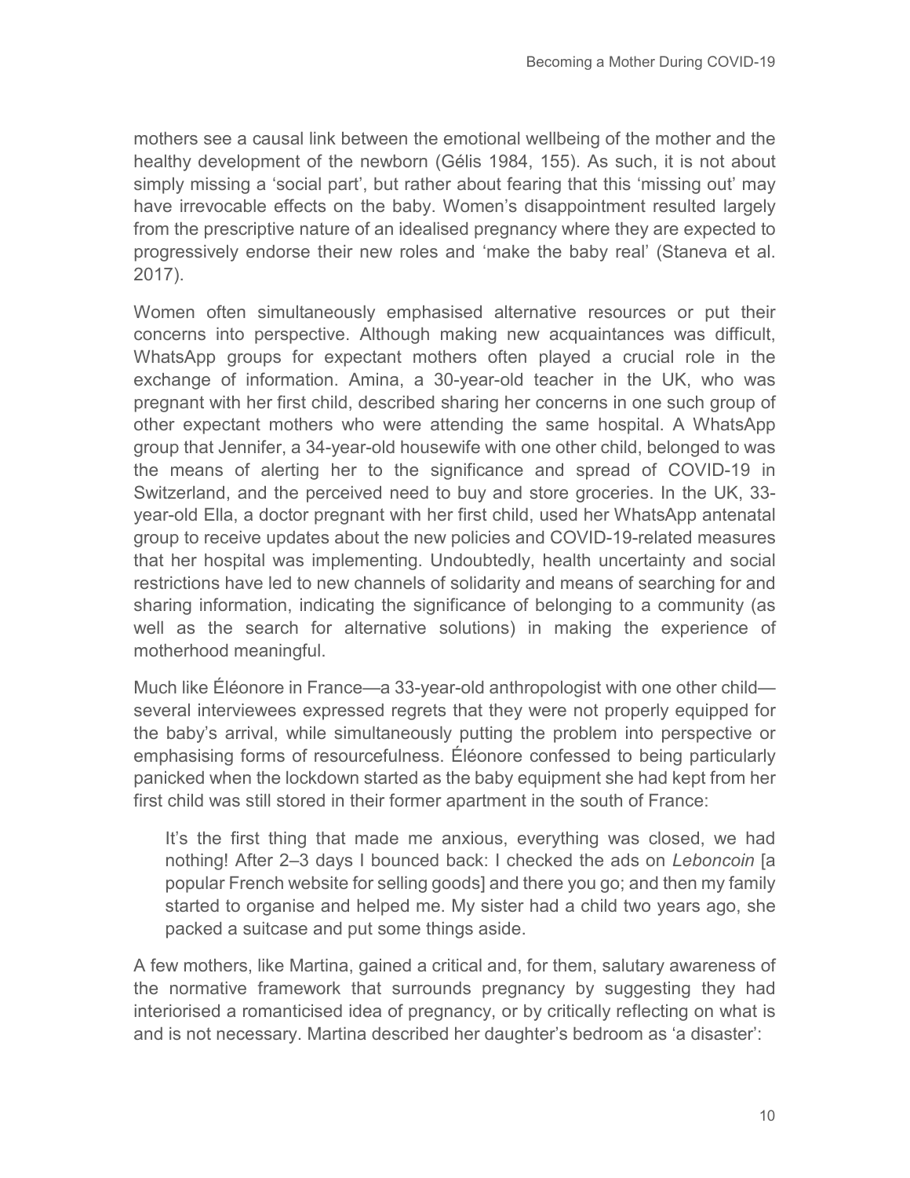mothers see a causal link between the emotional wellbeing of the mother and the healthy development of the newborn (Gélis 1984, 155). As such, it is not about simply missing a 'social part', but rather about fearing that this 'missing out' may have irrevocable effects on the baby. Women's disappointment resulted largely from the prescriptive nature of an idealised pregnancy where they are expected to progressively endorse their new roles and 'make the baby real' (Staneva et al. 2017).

Women often simultaneously emphasised alternative resources or put their concerns into perspective. Although making new acquaintances was difficult, WhatsApp groups for expectant mothers often played a crucial role in the exchange of information. Amina, a 30-year-old teacher in the UK, who was pregnant with her first child, described sharing her concerns in one such group of other expectant mothers who were attending the same hospital. A WhatsApp group that Jennifer, a 34-year-old housewife with one other child, belonged to was the means of alerting her to the significance and spread of COVID-19 in Switzerland, and the perceived need to buy and store groceries. In the UK, 33-year-old Ella, a doctor pregnant with her first child, used her WhatsApp antenatal group to receive updates about the new policies and COVID-19-related measures that her hospital was implementing. Undoubtedly, health uncertainty and social restrictions have led to new channels of solidarity and means of searching for and sharing information, indicating the significance of belonging to a community (as well as the search for alternative solutions) in making the experience of motherhood meaningful.

Much like Éléonore in France—a 33-year-old anthropologist with one other child—several interviewees expressed regrets that they were not properly equipped for the baby's arrival, while simultaneously putting the problem into perspective or emphasising forms of resourcefulness. Éléonore confessed to being particularly panicked when the lockdown started as the baby equipment she had kept from her first child was still stored in their former apartment in the south of France:

> It's the first thing that made me anxious, everything was closed, we had nothing! After 2–3 days I bounced back: I checked the ads on *Leboncoin* [a popular French website for selling goods] and there you go; and then my family started to organise and helped me. My sister had a child two years ago, she packed a suitcase and put some things aside.

A few mothers, like Martina, gained a critical and, for them, salutary awareness of the normative framework that surrounds pregnancy by suggesting they had interiorised a romanticised idea of pregnancy, or by critically reflecting on what is and is not necessary. Martina described her daughter's bedroom as 'a disaster':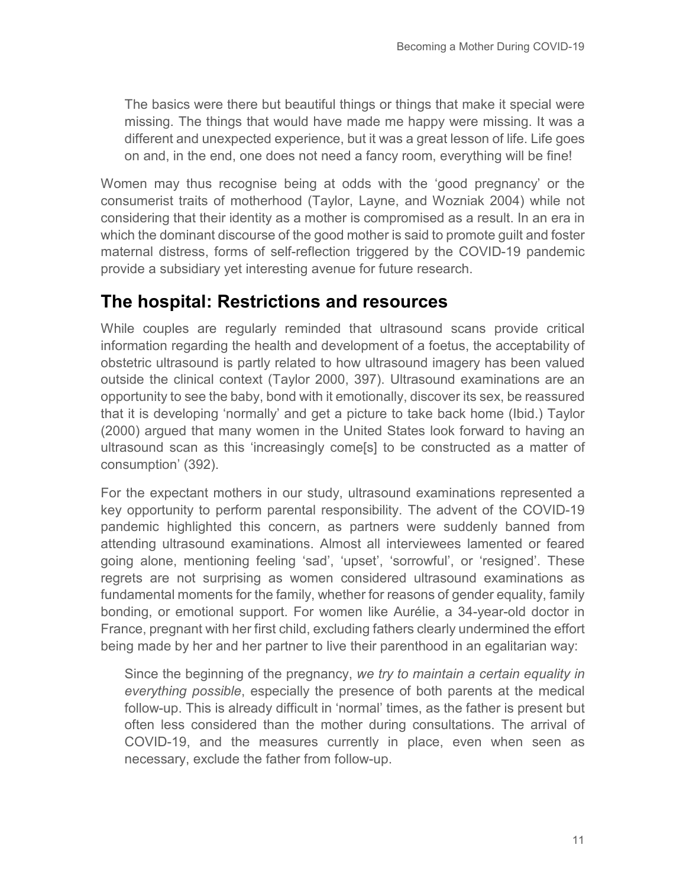> The basics were there but beautiful things or things that make it special were missing. The things that would have made me happy were missing. It was a different and unexpected experience, but it was a great lesson of life. Life goes on and, in the end, one does not need a fancy room, everything will be fine!

Women may thus recognise being at odds with the 'good pregnancy' or the consumerist traits of motherhood (Taylor, Layne, and Wozniak 2004) while not considering that their identity as a mother is compromised as a result. In an era in which the dominant discourse of the good mother is said to promote guilt and foster maternal distress, forms of self-reflection triggered by the COVID-19 pandemic provide a subsidiary yet interesting avenue for future research.

## The hospital: Restrictions and resources

While couples are regularly reminded that ultrasound scans provide critical information regarding the health and development of a foetus, the acceptability of obstetric ultrasound is partly related to how ultrasound imagery has been valued outside the clinical context (Taylor 2000, 397). Ultrasound examinations are an opportunity to see the baby, bond with it emotionally, discover its sex, be reassured that it is developing 'normally' and get a picture to take back home (Ibid.) Taylor (2000) argued that many women in the United States look forward to having an ultrasound scan as this 'increasingly come[s] to be constructed as a matter of consumption' (392).

For the expectant mothers in our study, ultrasound examinations represented a key opportunity to perform parental responsibility. The advent of the COVID-19 pandemic highlighted this concern, as partners were suddenly banned from attending ultrasound examinations. Almost all interviewees lamented or feared going alone, mentioning feeling 'sad', 'upset', 'sorrowful', or 'resigned'. These regrets are not surprising as women considered ultrasound examinations as fundamental moments for the family, whether for reasons of gender equality, family bonding, or emotional support. For women like Aurélie, a 34-year-old doctor in France, pregnant with her first child, excluding fathers clearly undermined the effort being made by her and her partner to live their parenthood in an egalitarian way:

> Since the beginning of the pregnancy, *we try to maintain a certain equality in everything possible*, especially the presence of both parents at the medical follow-up. This is already difficult in 'normal' times, as the father is present but often less considered than the mother during consultations. The arrival of COVID-19, and the measures currently in place, even when seen as necessary, exclude the father from follow-up.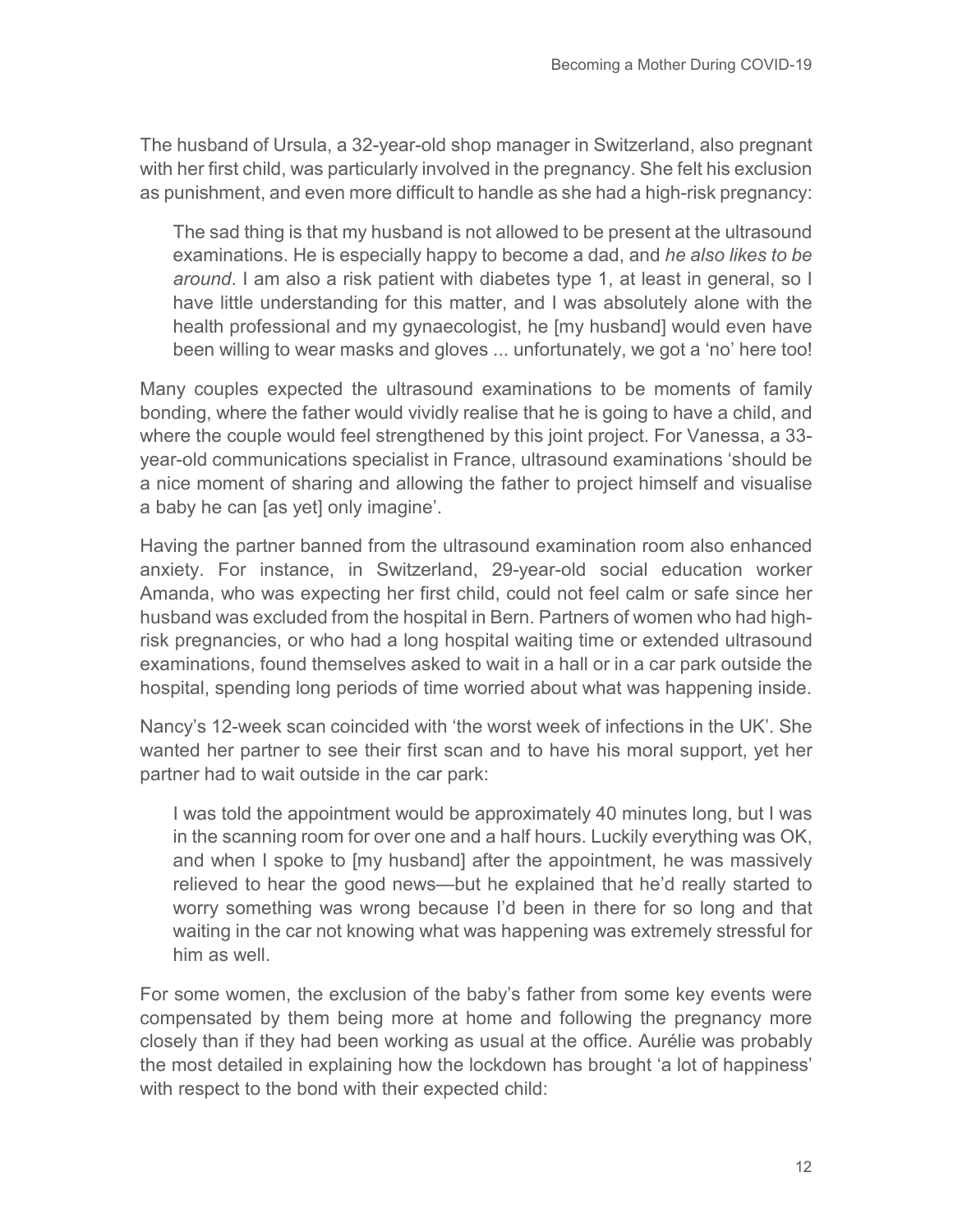The husband of Ursula, a 32-year-old shop manager in Switzerland, also pregnant with her first child, was particularly involved in the pregnancy. She felt his exclusion as punishment, and even more difficult to handle as she had a high-risk pregnancy:

> The sad thing is that my husband is not allowed to be present at the ultrasound examinations. He is especially happy to become a dad, and *he also likes to be around*. I am also a risk patient with diabetes type 1, at least in general, so I have little understanding for this matter, and I was absolutely alone with the health professional and my gynaecologist, he [my husband] would even have been willing to wear masks and gloves ... unfortunately, we got a 'no' here too!

Many couples expected the ultrasound examinations to be moments of family bonding, where the father would vividly realise that he is going to have a child, and where the couple would feel strengthened by this joint project. For Vanessa, a 33-year-old communications specialist in France, ultrasound examinations 'should be a nice moment of sharing and allowing the father to project himself and visualise a baby he can [as yet] only imagine'.

Having the partner banned from the ultrasound examination room also enhanced anxiety. For instance, in Switzerland, 29-year-old social education worker Amanda, who was expecting her first child, could not feel calm or safe since her husband was excluded from the hospital in Bern. Partners of women who had high-risk pregnancies, or who had a long hospital waiting time or extended ultrasound examinations, found themselves asked to wait in a hall or in a car park outside the hospital, spending long periods of time worried about what was happening inside.

Nancy's 12-week scan coincided with 'the worst week of infections in the UK'. She wanted her partner to see their first scan and to have his moral support, yet her partner had to wait outside in the car park:

> I was told the appointment would be approximately 40 minutes long, but I was in the scanning room for over one and a half hours. Luckily everything was OK, and when I spoke to [my husband] after the appointment, he was massively relieved to hear the good news—but he explained that he'd really started to worry something was wrong because I'd been in there for so long and that waiting in the car not knowing what was happening was extremely stressful for him as well.

For some women, the exclusion of the baby's father from some key events were compensated by them being more at home and following the pregnancy more closely than if they had been working as usual at the office. Aurélie was probably the most detailed in explaining how the lockdown has brought 'a lot of happiness' with respect to the bond with their expected child: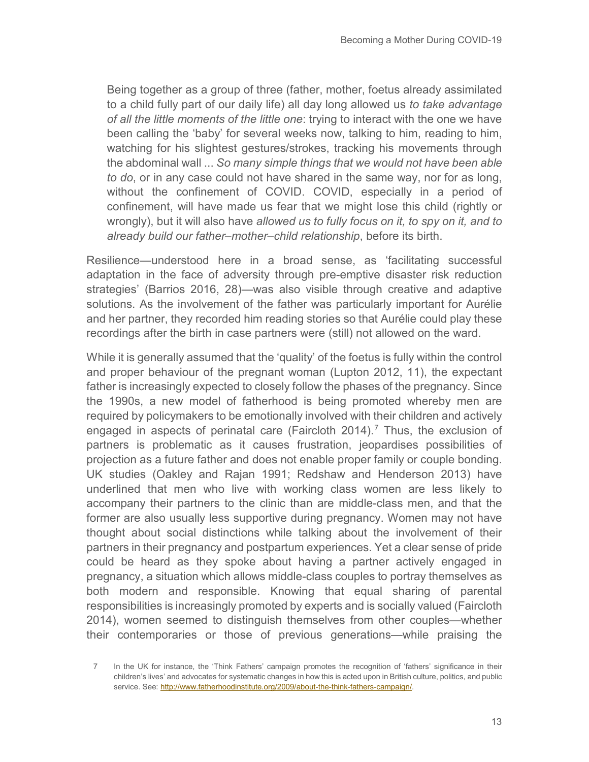> Being together as a group of three (father, mother, foetus already assimilated to a child fully part of our daily life) all day long allowed us *to take advantage of all the little moments of the little one*: trying to interact with the one we have been calling the 'baby' for several weeks now, talking to him, reading to him, watching for his slightest gestures/strokes, tracking his movements through the abdominal wall ... *So many simple things that we would not have been able to do*, or in any case could not have shared in the same way, nor for as long, without the confinement of COVID. COVID, especially in a period of confinement, will have made us fear that we might lose this child (rightly or wrongly), but it will also have *allowed us to fully focus on it, to spy on it, and to already build our father–mother–child relationship*, before its birth.

Resilience—understood here in a broad sense, as 'facilitating successful adaptation in the face of adversity through pre-emptive disaster risk reduction strategies' (Barrios 2016, 28)—was also visible through creative and adaptive solutions. As the involvement of the father was particularly important for Aurélie and her partner, they recorded him reading stories so that Aurélie could play these recordings after the birth in case partners were (still) not allowed on the ward.

While it is generally assumed that the 'quality' of the foetus is fully within the control and proper behaviour of the pregnant woman (Lupton 2012, 11), the expectant father is increasingly expected to closely follow the phases of the pregnancy. Since the 1990s, a new model of fatherhood is being promoted whereby men are required by policymakers to be emotionally involved with their children and actively engaged in aspects of perinatal care (Faircloth 2014).[7] Thus, the exclusion of partners is problematic as it causes frustration, jeopardises possibilities of projection as a future father and does not enable proper family or couple bonding. UK studies (Oakley and Rajan 1991; Redshaw and Henderson 2013) have underlined that men who live with working class women are less likely to accompany their partners to the clinic than are middle-class men, and that the former are also usually less supportive during pregnancy. Women may not have thought about social distinctions while talking about the involvement of their partners in their pregnancy and postpartum experiences. Yet a clear sense of pride could be heard as they spoke about having a partner actively engaged in pregnancy, a situation which allows middle-class couples to portray themselves as both modern and responsible. Knowing that equal sharing of parental responsibilities is increasingly promoted by experts and is socially valued (Faircloth 2014), women seemed to distinguish themselves from other couples—whether their contemporaries or those of previous generations—while praising the

7 In the UK for instance, the 'Think Fathers' campaign promotes the recognition of 'fathers' significance in their children's lives' and advocates for systematic changes in how this is acted upon in British culture, politics, and public service. See: http://www.fatherhoodinstitute.org/2009/about-the-think-fathers-campaign/.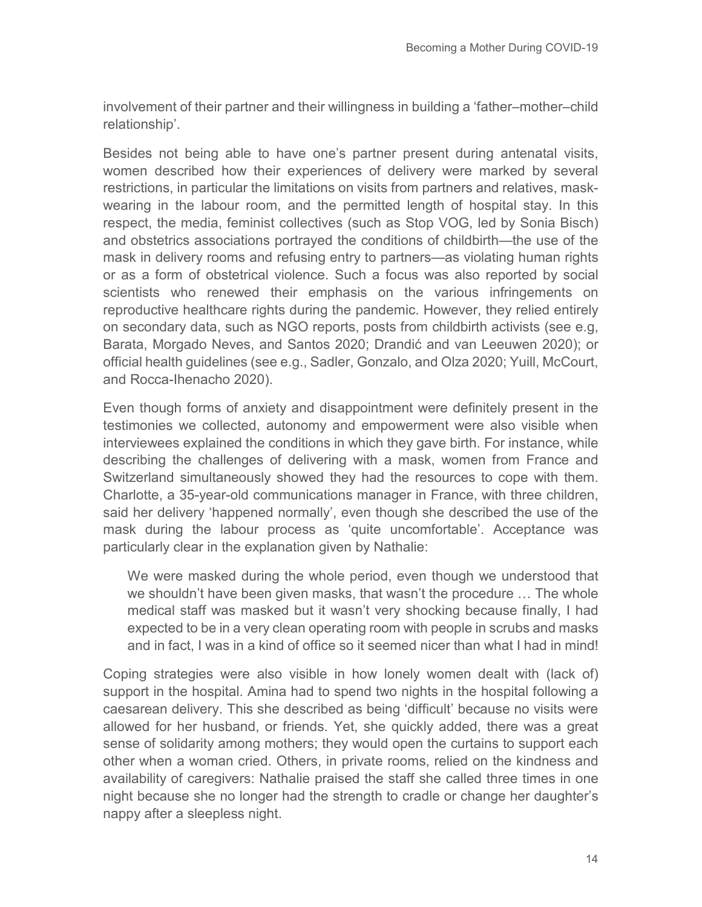involvement of their partner and their willingness in building a 'father–mother–child relationship'.

Besides not being able to have one's partner present during antenatal visits, women described how their experiences of delivery were marked by several restrictions, in particular the limitations on visits from partners and relatives, mask-wearing in the labour room, and the permitted length of hospital stay. In this respect, the media, feminist collectives (such as Stop VOG, led by Sonia Bisch) and obstetrics associations portrayed the conditions of childbirth—the use of the mask in delivery rooms and refusing entry to partners—as violating human rights or as a form of obstetrical violence. Such a focus was also reported by social scientists who renewed their emphasis on the various infringements on reproductive healthcare rights during the pandemic. However, they relied entirely on secondary data, such as NGO reports, posts from childbirth activists (see e.g, Barata, Morgado Neves, and Santos 2020; Drandić and van Leeuwen 2020); or official health guidelines (see e.g., Sadler, Gonzalo, and Olza 2020; Yuill, McCourt, and Rocca-Ihenacho 2020).

Even though forms of anxiety and disappointment were definitely present in the testimonies we collected, autonomy and empowerment were also visible when interviewees explained the conditions in which they gave birth. For instance, while describing the challenges of delivering with a mask, women from France and Switzerland simultaneously showed they had the resources to cope with them. Charlotte, a 35-year-old communications manager in France, with three children, said her delivery 'happened normally', even though she described the use of the mask during the labour process as 'quite uncomfortable'. Acceptance was particularly clear in the explanation given by Nathalie:

> We were masked during the whole period, even though we understood that we shouldn't have been given masks, that wasn't the procedure … The whole medical staff was masked but it wasn't very shocking because finally, I had expected to be in a very clean operating room with people in scrubs and masks and in fact, I was in a kind of office so it seemed nicer than what I had in mind!

Coping strategies were also visible in how lonely women dealt with (lack of) support in the hospital. Amina had to spend two nights in the hospital following a caesarean delivery. This she described as being 'difficult' because no visits were allowed for her husband, or friends. Yet, she quickly added, there was a great sense of solidarity among mothers; they would open the curtains to support each other when a woman cried. Others, in private rooms, relied on the kindness and availability of caregivers: Nathalie praised the staff she called three times in one night because she no longer had the strength to cradle or change her daughter's nappy after a sleepless night.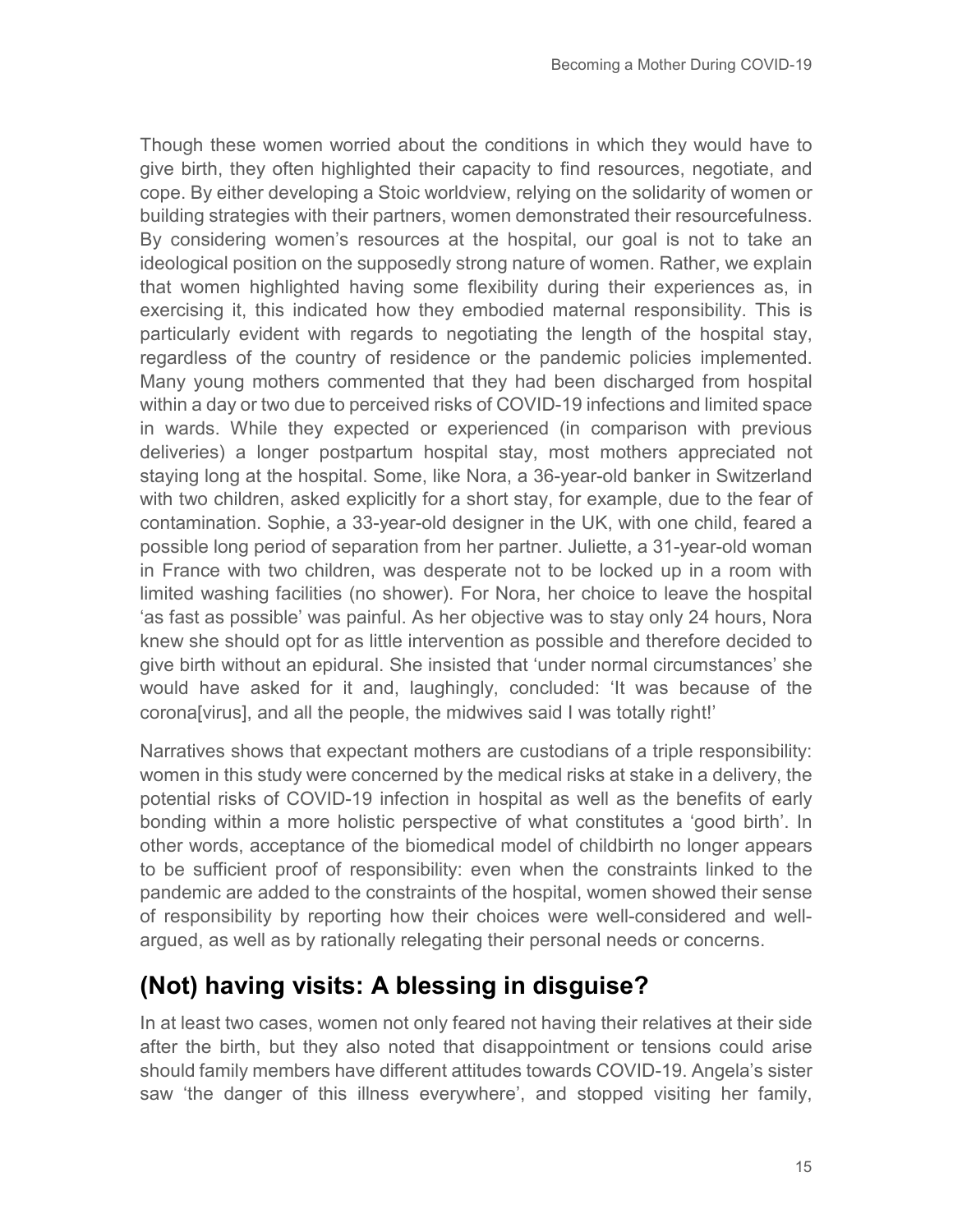Though these women worried about the conditions in which they would have to give birth, they often highlighted their capacity to find resources, negotiate, and cope. By either developing a Stoic worldview, relying on the solidarity of women or building strategies with their partners, women demonstrated their resourcefulness. By considering women's resources at the hospital, our goal is not to take an ideological position on the supposedly strong nature of women. Rather, we explain that women highlighted having some flexibility during their experiences as, in exercising it, this indicated how they embodied maternal responsibility. This is particularly evident with regards to negotiating the length of the hospital stay, regardless of the country of residence or the pandemic policies implemented. Many young mothers commented that they had been discharged from hospital within a day or two due to perceived risks of COVID-19 infections and limited space in wards. While they expected or experienced (in comparison with previous deliveries) a longer postpartum hospital stay, most mothers appreciated not staying long at the hospital. Some, like Nora, a 36-year-old banker in Switzerland with two children, asked explicitly for a short stay, for example, due to the fear of contamination. Sophie, a 33-year-old designer in the UK, with one child, feared a possible long period of separation from her partner. Juliette, a 31-year-old woman in France with two children, was desperate not to be locked up in a room with limited washing facilities (no shower). For Nora, her choice to leave the hospital 'as fast as possible' was painful. As her objective was to stay only 24 hours, Nora knew she should opt for as little intervention as possible and therefore decided to give birth without an epidural. She insisted that 'under normal circumstances' she would have asked for it and, laughingly, concluded: 'It was because of the corona[virus], and all the people, the midwives said I was totally right!'

Narratives shows that expectant mothers are custodians of a triple responsibility: women in this study were concerned by the medical risks at stake in a delivery, the potential risks of COVID-19 infection in hospital as well as the benefits of early bonding within a more holistic perspective of what constitutes a 'good birth'. In other words, acceptance of the biomedical model of childbirth no longer appears to be sufficient proof of responsibility: even when the constraints linked to the pandemic are added to the constraints of the hospital, women showed their sense of responsibility by reporting how their choices were well-considered and well-argued, as well as by rationally relegating their personal needs or concerns.

## (Not) having visits: A blessing in disguise?

In at least two cases, women not only feared not having their relatives at their side after the birth, but they also noted that disappointment or tensions could arise should family members have different attitudes towards COVID-19. Angela's sister saw 'the danger of this illness everywhere', and stopped visiting her family,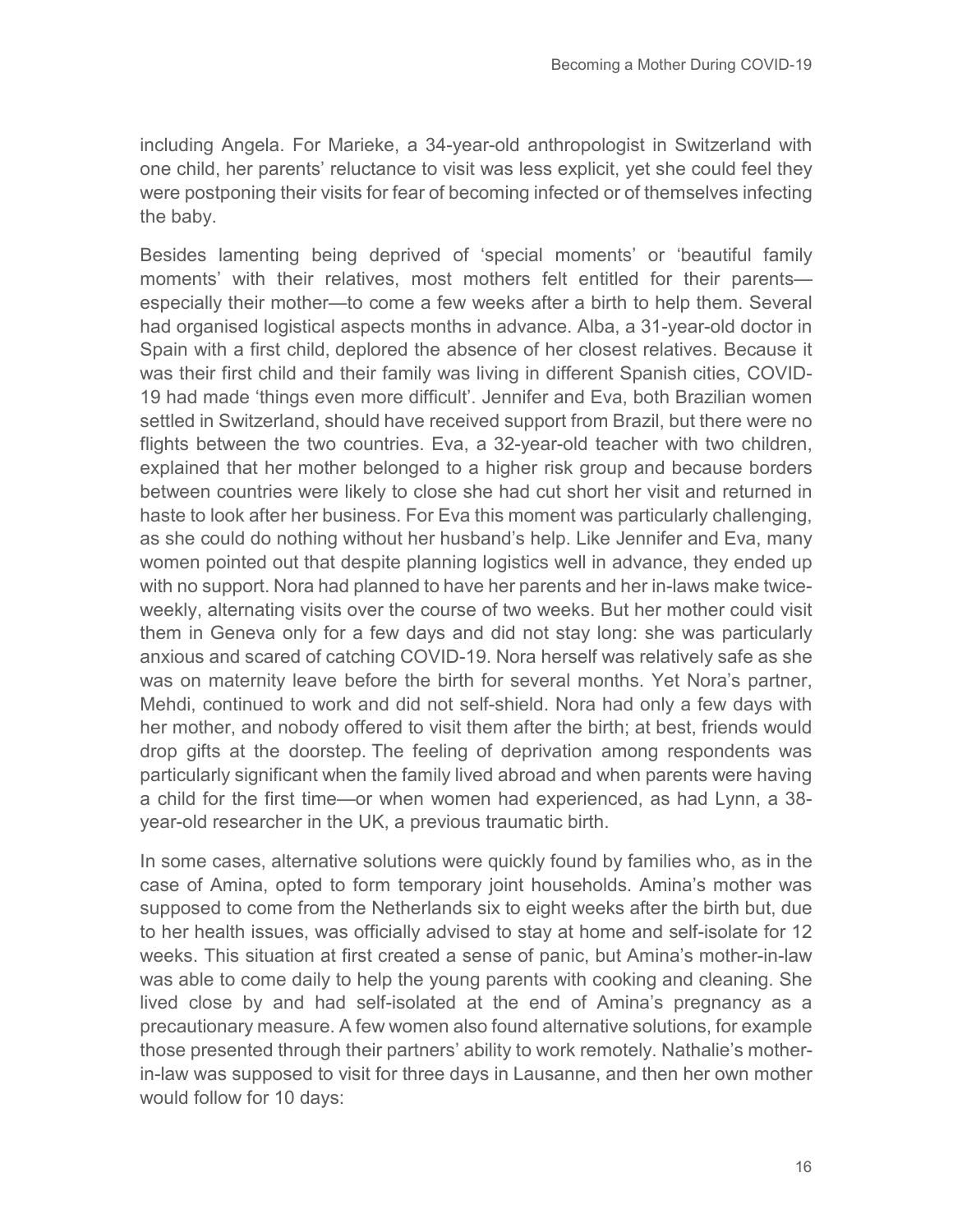including Angela. For Marieke, a 34-year-old anthropologist in Switzerland with one child, her parents' reluctance to visit was less explicit, yet she could feel they were postponing their visits for fear of becoming infected or of themselves infecting the baby.

Besides lamenting being deprived of 'special moments' or 'beautiful family moments' with their relatives, most mothers felt entitled for their parents—especially their mother—to come a few weeks after a birth to help them. Several had organised logistical aspects months in advance. Alba, a 31-year-old doctor in Spain with a first child, deplored the absence of her closest relatives. Because it was their first child and their family was living in different Spanish cities, COVID-19 had made 'things even more difficult'. Jennifer and Eva, both Brazilian women settled in Switzerland, should have received support from Brazil, but there were no flights between the two countries. Eva, a 32-year-old teacher with two children, explained that her mother belonged to a higher risk group and because borders between countries were likely to close she had cut short her visit and returned in haste to look after her business. For Eva this moment was particularly challenging, as she could do nothing without her husband's help. Like Jennifer and Eva, many women pointed out that despite planning logistics well in advance, they ended up with no support. Nora had planned to have her parents and her in-laws make twice-weekly, alternating visits over the course of two weeks. But her mother could visit them in Geneva only for a few days and did not stay long: she was particularly anxious and scared of catching COVID-19. Nora herself was relatively safe as she was on maternity leave before the birth for several months. Yet Nora's partner, Mehdi, continued to work and did not self-shield. Nora had only a few days with her mother, and nobody offered to visit them after the birth; at best, friends would drop gifts at the doorstep. The feeling of deprivation among respondents was particularly significant when the family lived abroad and when parents were having a child for the first time—or when women had experienced, as had Lynn, a 38-year-old researcher in the UK, a previous traumatic birth.

In some cases, alternative solutions were quickly found by families who, as in the case of Amina, opted to form temporary joint households. Amina's mother was supposed to come from the Netherlands six to eight weeks after the birth but, due to her health issues, was officially advised to stay at home and self-isolate for 12 weeks. This situation at first created a sense of panic, but Amina's mother-in-law was able to come daily to help the young parents with cooking and cleaning. She lived close by and had self-isolated at the end of Amina's pregnancy as a precautionary measure. A few women also found alternative solutions, for example those presented through their partners' ability to work remotely. Nathalie's mother-in-law was supposed to visit for three days in Lausanne, and then her own mother would follow for 10 days: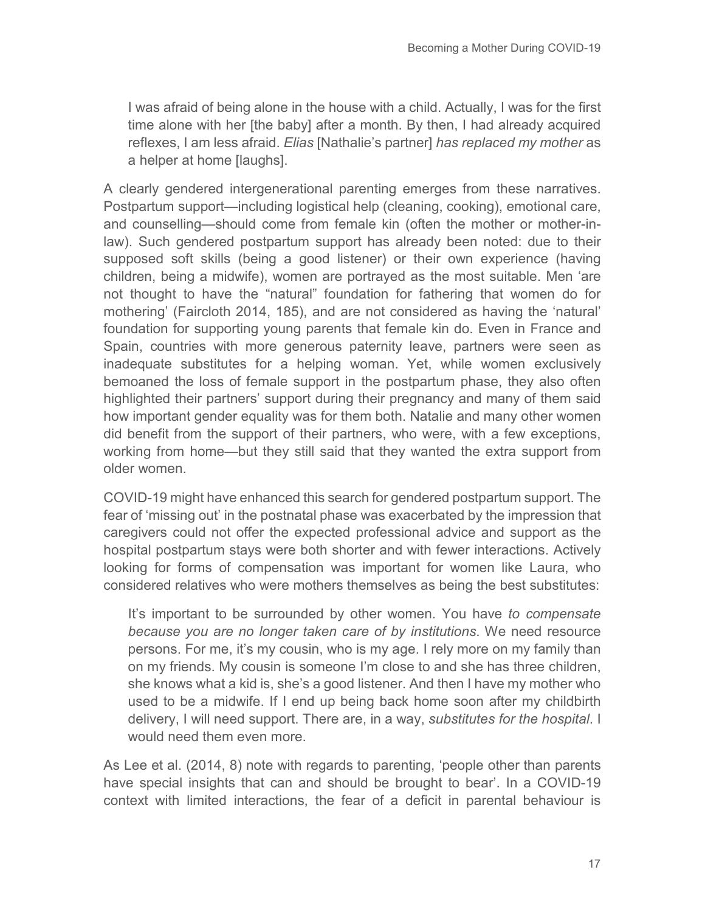> I was afraid of being alone in the house with a child. Actually, I was for the first time alone with her [the baby] after a month. By then, I had already acquired reflexes, I am less afraid. *Elias* [Nathalie's partner] *has replaced my mother* as a helper at home [laughs].

A clearly gendered intergenerational parenting emerges from these narratives. Postpartum support—including logistical help (cleaning, cooking), emotional care, and counselling—should come from female kin (often the mother or mother-in-law). Such gendered postpartum support has already been noted: due to their supposed soft skills (being a good listener) or their own experience (having children, being a midwife), women are portrayed as the most suitable. Men 'are not thought to have the "natural" foundation for fathering that women do for mothering' (Faircloth 2014, 185), and are not considered as having the 'natural' foundation for supporting young parents that female kin do. Even in France and Spain, countries with more generous paternity leave, partners were seen as inadequate substitutes for a helping woman. Yet, while women exclusively bemoaned the loss of female support in the postpartum phase, they also often highlighted their partners' support during their pregnancy and many of them said how important gender equality was for them both. Natalie and many other women did benefit from the support of their partners, who were, with a few exceptions, working from home—but they still said that they wanted the extra support from older women.

COVID-19 might have enhanced this search for gendered postpartum support. The fear of 'missing out' in the postnatal phase was exacerbated by the impression that caregivers could not offer the expected professional advice and support as the hospital postpartum stays were both shorter and with fewer interactions. Actively looking for forms of compensation was important for women like Laura, who considered relatives who were mothers themselves as being the best substitutes:

> It's important to be surrounded by other women. You have *to compensate because you are no longer taken care of by institutions*. We need resource persons. For me, it's my cousin, who is my age. I rely more on my family than on my friends. My cousin is someone I'm close to and she has three children, she knows what a kid is, she's a good listener. And then I have my mother who used to be a midwife. If I end up being back home soon after my childbirth delivery, I will need support. There are, in a way, *substitutes for the hospital*. I would need them even more.

As Lee et al. (2014, 8) note with regards to parenting, 'people other than parents have special insights that can and should be brought to bear'. In a COVID-19 context with limited interactions, the fear of a deficit in parental behaviour is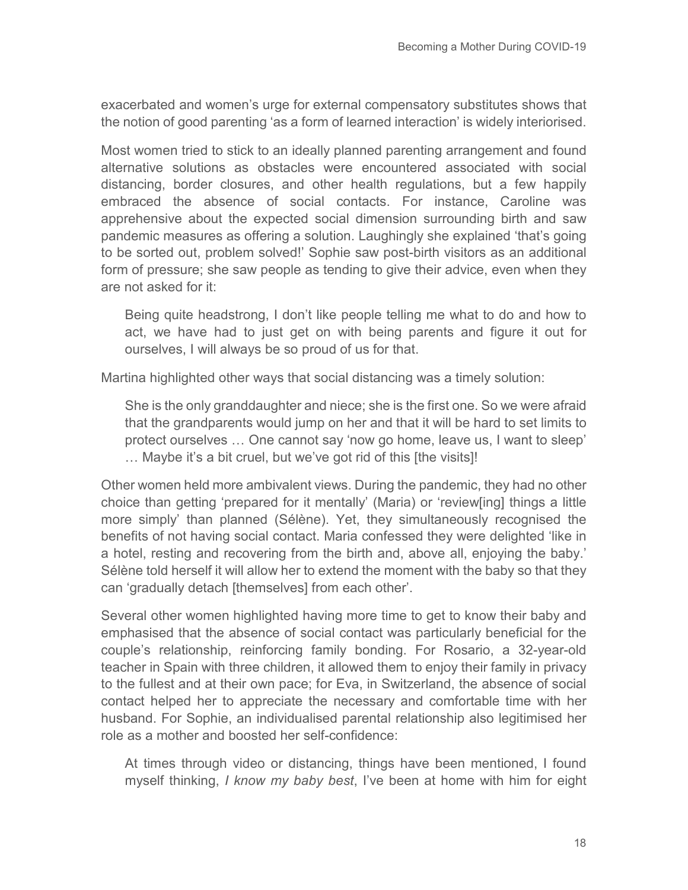exacerbated and women's urge for external compensatory substitutes shows that the notion of good parenting 'as a form of learned interaction' is widely interiorised.

Most women tried to stick to an ideally planned parenting arrangement and found alternative solutions as obstacles were encountered associated with social distancing, border closures, and other health regulations, but a few happily embraced the absence of social contacts. For instance, Caroline was apprehensive about the expected social dimension surrounding birth and saw pandemic measures as offering a solution. Laughingly she explained 'that's going to be sorted out, problem solved!' Sophie saw post-birth visitors as an additional form of pressure; she saw people as tending to give their advice, even when they are not asked for it:

> Being quite headstrong, I don't like people telling me what to do and how to act, we have had to just get on with being parents and figure it out for ourselves, I will always be so proud of us for that.

Martina highlighted other ways that social distancing was a timely solution:

> She is the only granddaughter and niece; she is the first one. So we were afraid that the grandparents would jump on her and that it will be hard to set limits to protect ourselves … One cannot say 'now go home, leave us, I want to sleep' … Maybe it's a bit cruel, but we've got rid of this [the visits]!

Other women held more ambivalent views. During the pandemic, they had no other choice than getting 'prepared for it mentally' (Maria) or 'review[ing] things a little more simply' than planned (Sélène). Yet, they simultaneously recognised the benefits of not having social contact. Maria confessed they were delighted 'like in a hotel, resting and recovering from the birth and, above all, enjoying the baby.' Sélène told herself it will allow her to extend the moment with the baby so that they can 'gradually detach [themselves] from each other'.

Several other women highlighted having more time to get to know their baby and emphasised that the absence of social contact was particularly beneficial for the couple's relationship, reinforcing family bonding. For Rosario, a 32-year-old teacher in Spain with three children, it allowed them to enjoy their family in privacy to the fullest and at their own pace; for Eva, in Switzerland, the absence of social contact helped her to appreciate the necessary and comfortable time with her husband. For Sophie, an individualised parental relationship also legitimised her role as a mother and boosted her self-confidence:

> At times through video or distancing, things have been mentioned, I found myself thinking, *I know my baby best*, I've been at home with him for eight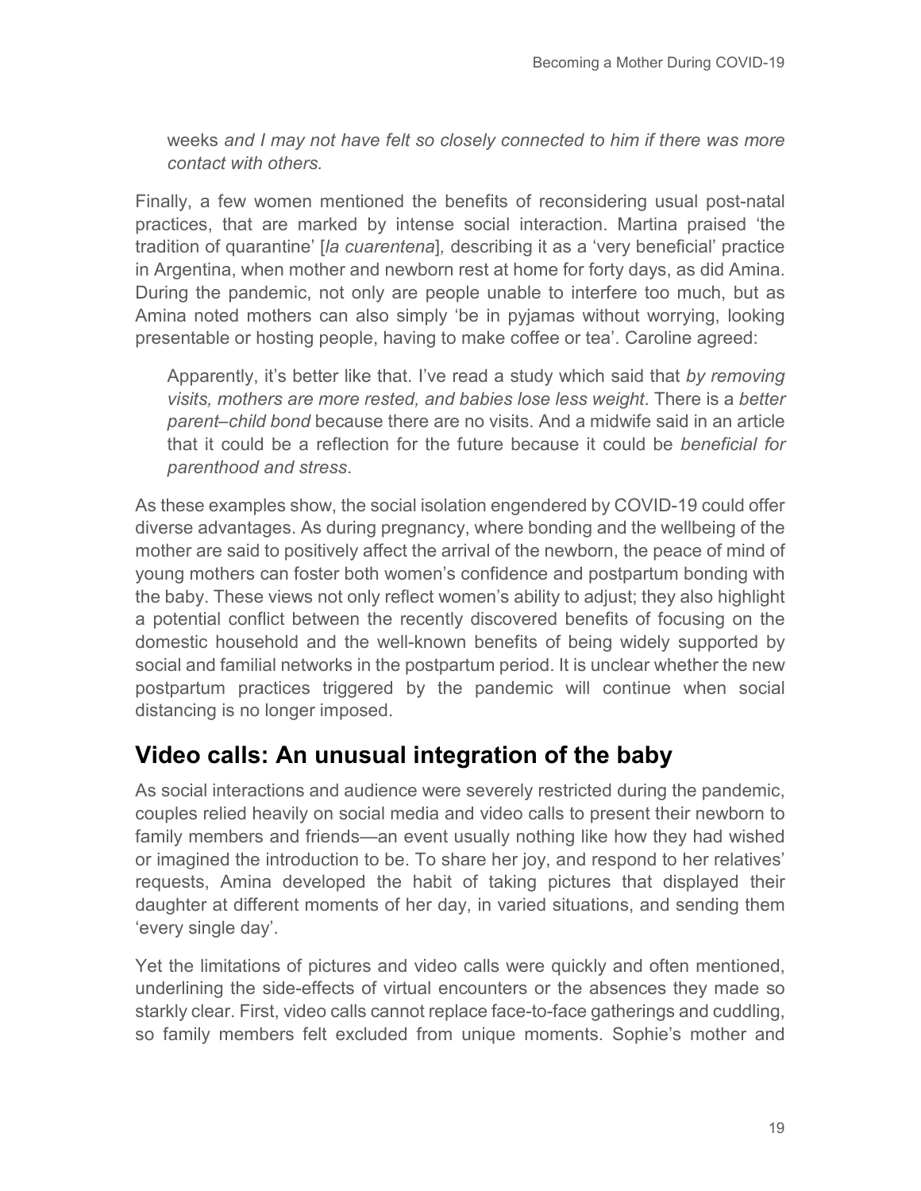weeks *and I may not have felt so closely connected to him if there was more contact with others.*

Finally, a few women mentioned the benefits of reconsidering usual post-natal practices, that are marked by intense social interaction. Martina praised 'the tradition of quarantine' [*la cuarentena*]*,* describing it as a 'very beneficial' practice in Argentina, when mother and newborn rest at home for forty days, as did Amina. During the pandemic, not only are people unable to interfere too much, but as Amina noted mothers can also simply 'be in pyjamas without worrying, looking presentable or hosting people, having to make coffee or tea'. Caroline agreed:

> Apparently, it's better like that. I've read a study which said that *by removing visits, mothers are more rested, and babies lose less weight*. There is a *better parent–child bond* because there are no visits. And a midwife said in an article that it could be a reflection for the future because it could be *beneficial for parenthood and stress*.

As these examples show, the social isolation engendered by COVID-19 could offer diverse advantages. As during pregnancy, where bonding and the wellbeing of the mother are said to positively affect the arrival of the newborn, the peace of mind of young mothers can foster both women's confidence and postpartum bonding with the baby. These views not only reflect women's ability to adjust; they also highlight a potential conflict between the recently discovered benefits of focusing on the domestic household and the well-known benefits of being widely supported by social and familial networks in the postpartum period. It is unclear whether the new postpartum practices triggered by the pandemic will continue when social distancing is no longer imposed.

## Video calls: An unusual integration of the baby

As social interactions and audience were severely restricted during the pandemic, couples relied heavily on social media and video calls to present their newborn to family members and friends—an event usually nothing like how they had wished or imagined the introduction to be. To share her joy, and respond to her relatives' requests, Amina developed the habit of taking pictures that displayed their daughter at different moments of her day, in varied situations, and sending them 'every single day'.

Yet the limitations of pictures and video calls were quickly and often mentioned, underlining the side-effects of virtual encounters or the absences they made so starkly clear. First, video calls cannot replace face-to-face gatherings and cuddling, so family members felt excluded from unique moments. Sophie's mother and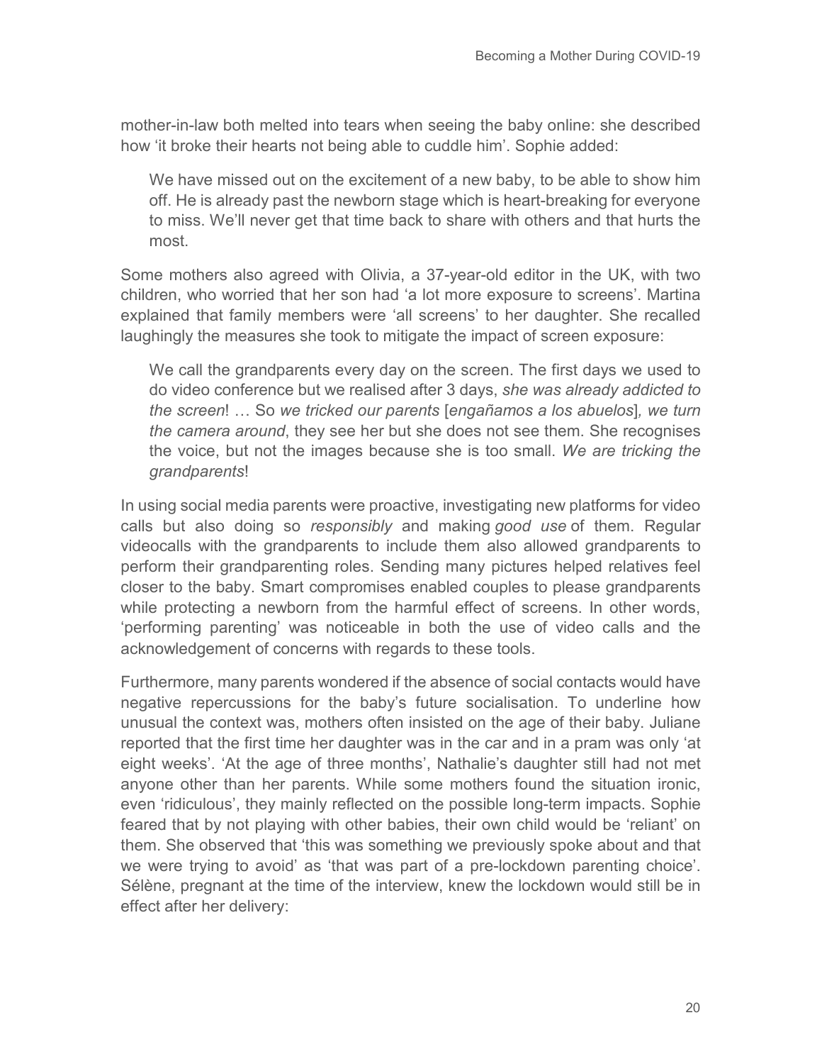mother-in-law both melted into tears when seeing the baby online: she described how 'it broke their hearts not being able to cuddle him'. Sophie added:

> We have missed out on the excitement of a new baby, to be able to show him off. He is already past the newborn stage which is heart-breaking for everyone to miss. We'll never get that time back to share with others and that hurts the most.

Some mothers also agreed with Olivia, a 37-year-old editor in the UK, with two children, who worried that her son had 'a lot more exposure to screens'. Martina explained that family members were 'all screens' to her daughter. She recalled laughingly the measures she took to mitigate the impact of screen exposure:

> We call the grandparents every day on the screen. The first days we used to do video conference but we realised after 3 days, *she was already addicted to the screen*! … So *we tricked our parents* [*engañamos a los abuelos*]*, we turn the camera around*, they see her but she does not see them. She recognises the voice, but not the images because she is too small. *We are tricking the grandparents*!

In using social media parents were proactive, investigating new platforms for video calls but also doing so *responsibly* and making *good use* of them. Regular videocalls with the grandparents to include them also allowed grandparents to perform their grandparenting roles. Sending many pictures helped relatives feel closer to the baby. Smart compromises enabled couples to please grandparents while protecting a newborn from the harmful effect of screens. In other words, 'performing parenting' was noticeable in both the use of video calls and the acknowledgement of concerns with regards to these tools.

Furthermore, many parents wondered if the absence of social contacts would have negative repercussions for the baby's future socialisation. To underline how unusual the context was, mothers often insisted on the age of their baby. Juliane reported that the first time her daughter was in the car and in a pram was only 'at eight weeks'. 'At the age of three months', Nathalie's daughter still had not met anyone other than her parents. While some mothers found the situation ironic, even 'ridiculous', they mainly reflected on the possible long-term impacts. Sophie feared that by not playing with other babies, their own child would be 'reliant' on them. She observed that 'this was something we previously spoke about and that we were trying to avoid' as 'that was part of a pre-lockdown parenting choice'. Sélène, pregnant at the time of the interview, knew the lockdown would still be in effect after her delivery: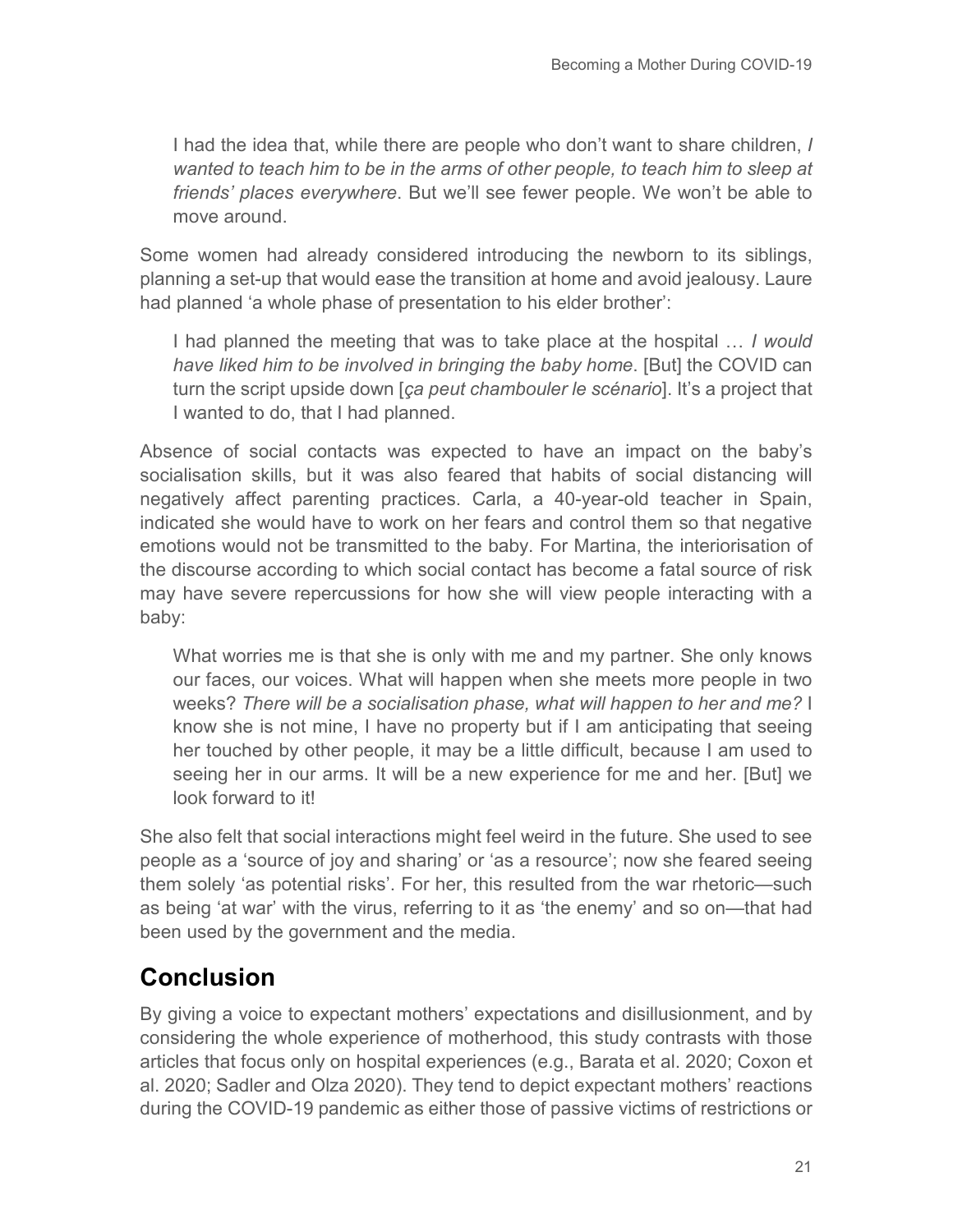> I had the idea that, while there are people who don't want to share children, *I wanted to teach him to be in the arms of other people, to teach him to sleep at friends' places everywhere*. But we'll see fewer people. We won't be able to move around.

Some women had already considered introducing the newborn to its siblings, planning a set-up that would ease the transition at home and avoid jealousy. Laure had planned 'a whole phase of presentation to his elder brother':

> I had planned the meeting that was to take place at the hospital … *I would have liked him to be involved in bringing the baby home*. [But] the COVID can turn the script upside down [*ça peut chambouler le scénario*]. It's a project that I wanted to do, that I had planned.

Absence of social contacts was expected to have an impact on the baby's socialisation skills, but it was also feared that habits of social distancing will negatively affect parenting practices. Carla, a 40-year-old teacher in Spain, indicated she would have to work on her fears and control them so that negative emotions would not be transmitted to the baby. For Martina, the interiorisation of the discourse according to which social contact has become a fatal source of risk may have severe repercussions for how she will view people interacting with a baby:

> What worries me is that she is only with me and my partner. She only knows our faces, our voices. What will happen when she meets more people in two weeks? *There will be a socialisation phase, what will happen to her and me?* I know she is not mine, I have no property but if I am anticipating that seeing her touched by other people, it may be a little difficult, because I am used to seeing her in our arms. It will be a new experience for me and her. [But] we look forward to it!

She also felt that social interactions might feel weird in the future. She used to see people as a 'source of joy and sharing' or 'as a resource'; now she feared seeing them solely 'as potential risks'. For her, this resulted from the war rhetoric—such as being 'at war' with the virus, referring to it as 'the enemy' and so on—that had been used by the government and the media.

## Conclusion

By giving a voice to expectant mothers' expectations and disillusionment, and by considering the whole experience of motherhood, this study contrasts with those articles that focus only on hospital experiences (e.g., Barata et al. 2020; Coxon et al. 2020; Sadler and Olza 2020). They tend to depict expectant mothers' reactions during the COVID-19 pandemic as either those of passive victims of restrictions or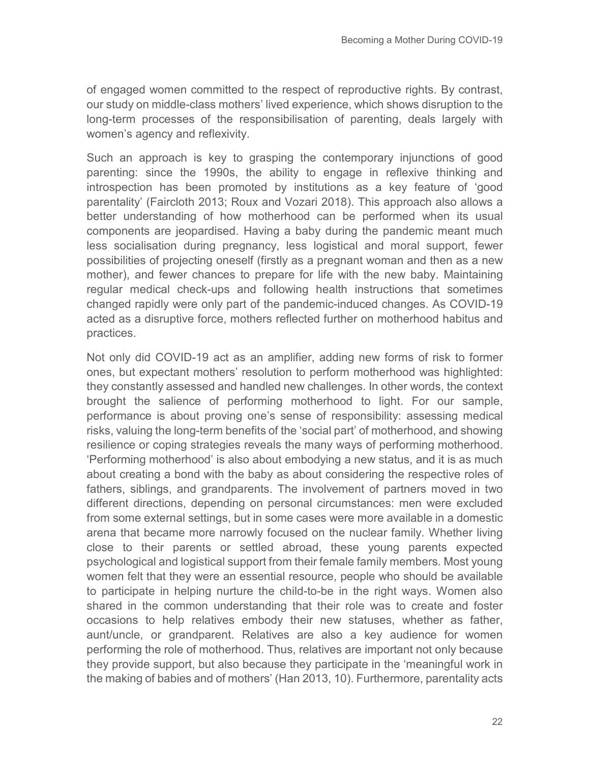of engaged women committed to the respect of reproductive rights. By contrast, our study on middle-class mothers' lived experience, which shows disruption to the long-term processes of the responsibilisation of parenting, deals largely with women's agency and reflexivity.

Such an approach is key to grasping the contemporary injunctions of good parenting: since the 1990s, the ability to engage in reflexive thinking and introspection has been promoted by institutions as a key feature of 'good parentality' (Faircloth 2013; Roux and Vozari 2018). This approach also allows a better understanding of how motherhood can be performed when its usual components are jeopardised. Having a baby during the pandemic meant much less socialisation during pregnancy, less logistical and moral support, fewer possibilities of projecting oneself (firstly as a pregnant woman and then as a new mother), and fewer chances to prepare for life with the new baby. Maintaining regular medical check-ups and following health instructions that sometimes changed rapidly were only part of the pandemic-induced changes. As COVID-19 acted as a disruptive force, mothers reflected further on motherhood habitus and practices.

Not only did COVID-19 act as an amplifier, adding new forms of risk to former ones, but expectant mothers' resolution to perform motherhood was highlighted: they constantly assessed and handled new challenges. In other words, the context brought the salience of performing motherhood to light. For our sample, performance is about proving one's sense of responsibility: assessing medical risks, valuing the long-term benefits of the 'social part' of motherhood, and showing resilience or coping strategies reveals the many ways of performing motherhood. 'Performing motherhood' is also about embodying a new status, and it is as much about creating a bond with the baby as about considering the respective roles of fathers, siblings, and grandparents. The involvement of partners moved in two different directions, depending on personal circumstances: men were excluded from some external settings, but in some cases were more available in a domestic arena that became more narrowly focused on the nuclear family. Whether living close to their parents or settled abroad, these young parents expected psychological and logistical support from their female family members. Most young women felt that they were an essential resource, people who should be available to participate in helping nurture the child-to-be in the right ways. Women also shared in the common understanding that their role was to create and foster occasions to help relatives embody their new statuses, whether as father, aunt/uncle, or grandparent. Relatives are also a key audience for women performing the role of motherhood. Thus, relatives are important not only because they provide support, but also because they participate in the 'meaningful work in the making of babies and of mothers' (Han 2013, 10). Furthermore, parentality acts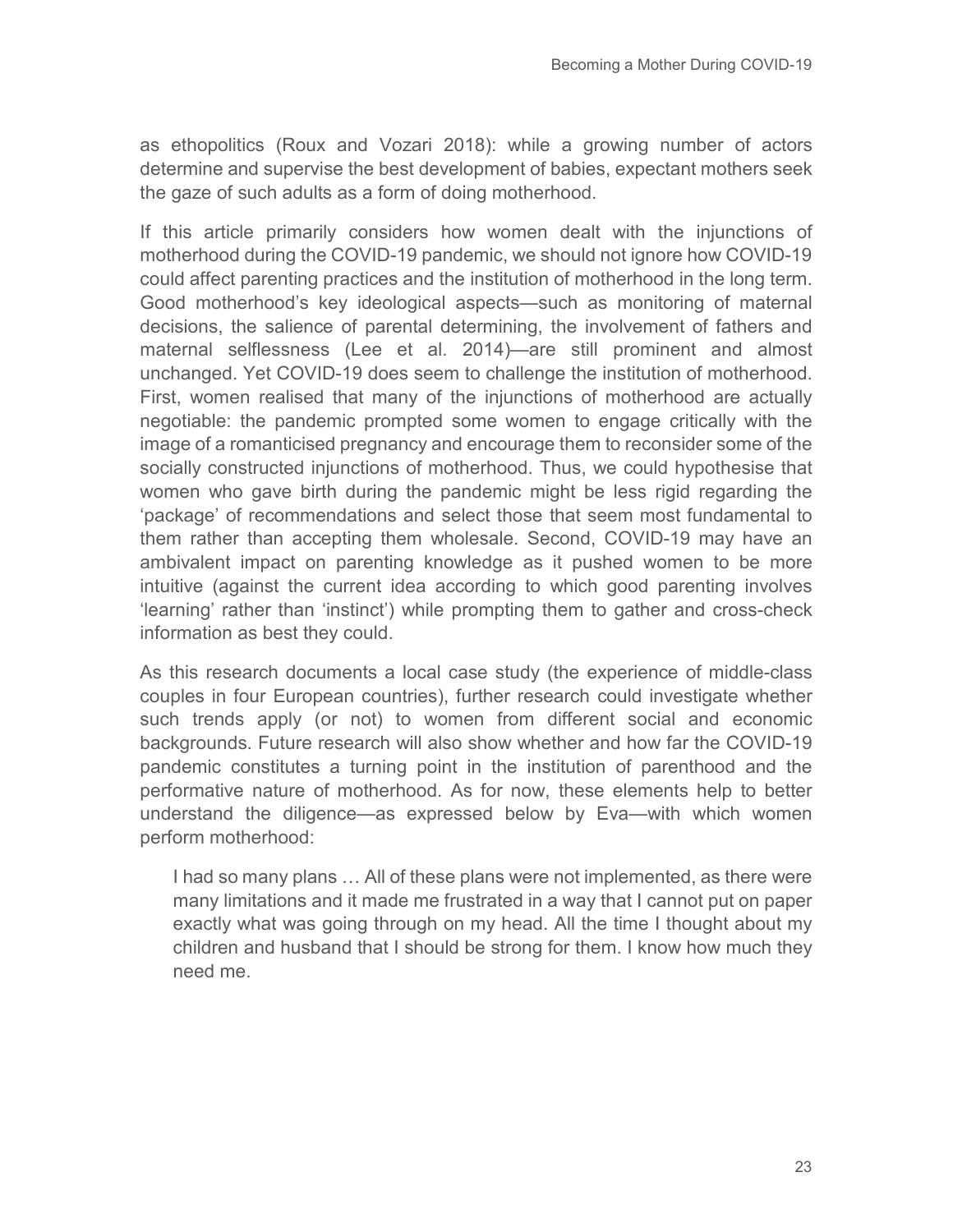as ethopolitics (Roux and Vozari 2018): while a growing number of actors determine and supervise the best development of babies, expectant mothers seek the gaze of such adults as a form of doing motherhood.

If this article primarily considers how women dealt with the injunctions of motherhood during the COVID-19 pandemic, we should not ignore how COVID-19 could affect parenting practices and the institution of motherhood in the long term. Good motherhood's key ideological aspects—such as monitoring of maternal decisions, the salience of parental determining, the involvement of fathers and maternal selflessness (Lee et al. 2014)—are still prominent and almost unchanged. Yet COVID-19 does seem to challenge the institution of motherhood. First, women realised that many of the injunctions of motherhood are actually negotiable: the pandemic prompted some women to engage critically with the image of a romanticised pregnancy and encourage them to reconsider some of the socially constructed injunctions of motherhood. Thus, we could hypothesise that women who gave birth during the pandemic might be less rigid regarding the 'package' of recommendations and select those that seem most fundamental to them rather than accepting them wholesale. Second, COVID-19 may have an ambivalent impact on parenting knowledge as it pushed women to be more intuitive (against the current idea according to which good parenting involves 'learning' rather than 'instinct') while prompting them to gather and cross-check information as best they could.

As this research documents a local case study (the experience of middle-class couples in four European countries), further research could investigate whether such trends apply (or not) to women from different social and economic backgrounds. Future research will also show whether and how far the COVID-19 pandemic constitutes a turning point in the institution of parenthood and the performative nature of motherhood. As for now, these elements help to better understand the diligence—as expressed below by Eva—with which women perform motherhood:

> I had so many plans … All of these plans were not implemented, as there were many limitations and it made me frustrated in a way that I cannot put on paper exactly what was going through on my head. All the time I thought about my children and husband that I should be strong for them. I know how much they need me.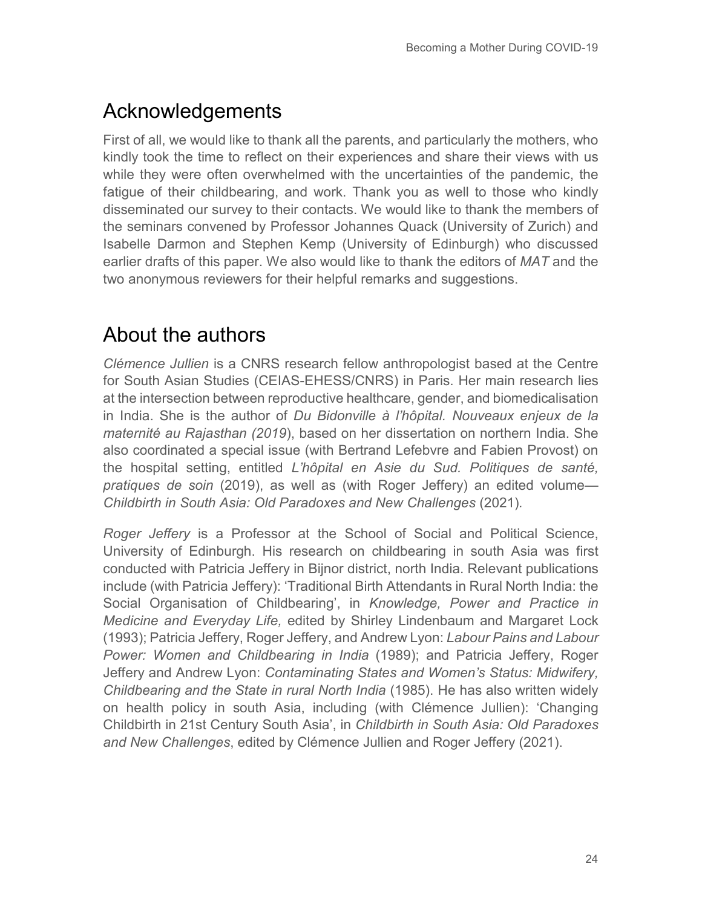## Acknowledgements

First of all, we would like to thank all the parents, and particularly the mothers, who kindly took the time to reflect on their experiences and share their views with us while they were often overwhelmed with the uncertainties of the pandemic, the fatigue of their childbearing, and work. Thank you as well to those who kindly disseminated our survey to their contacts. We would like to thank the members of the seminars convened by Professor Johannes Quack (University of Zurich) and Isabelle Darmon and Stephen Kemp (University of Edinburgh) who discussed earlier drafts of this paper. We also would like to thank the editors of *MAT* and the two anonymous reviewers for their helpful remarks and suggestions.

## About the authors

*Clémence Jullien* is a CNRS research fellow anthropologist based at the Centre for South Asian Studies (CEIAS-EHESS/CNRS) in Paris. Her main research lies at the intersection between reproductive healthcare, gender, and biomedicalisation in India. She is the author of *Du Bidonville à l'hôpital. Nouveaux enjeux de la maternité au Rajasthan (2019*), based on her dissertation on northern India. She also coordinated a special issue (with Bertrand Lefebvre and Fabien Provost) on the hospital setting, entitled *L'hôpital en Asie du Sud. Politiques de santé, pratiques de soin* (2019), as well as (with Roger Jeffery) an edited volume—*Childbirth in South Asia: Old Paradoxes and New Challenges* (2021).

*Roger Jeffery* is a Professor at the School of Social and Political Science, University of Edinburgh. His research on childbearing in south Asia was first conducted with Patricia Jeffery in Bijnor district, north India. Relevant publications include (with Patricia Jeffery): 'Traditional Birth Attendants in Rural North India: the Social Organisation of Childbearing', in *Knowledge, Power and Practice in Medicine and Everyday Life,* edited by Shirley Lindenbaum and Margaret Lock (1993); Patricia Jeffery, Roger Jeffery, and Andrew Lyon: *Labour Pains and Labour Power: Women and Childbearing in India* (1989); and Patricia Jeffery, Roger Jeffery and Andrew Lyon: *Contaminating States and Women's Status: Midwifery, Childbearing and the State in rural North India* (1985). He has also written widely on health policy in south Asia, including (with Clémence Jullien): 'Changing Childbirth in 21st Century South Asia', in *Childbirth in South Asia: Old Paradoxes and New Challenges*, edited by Clémence Jullien and Roger Jeffery (2021).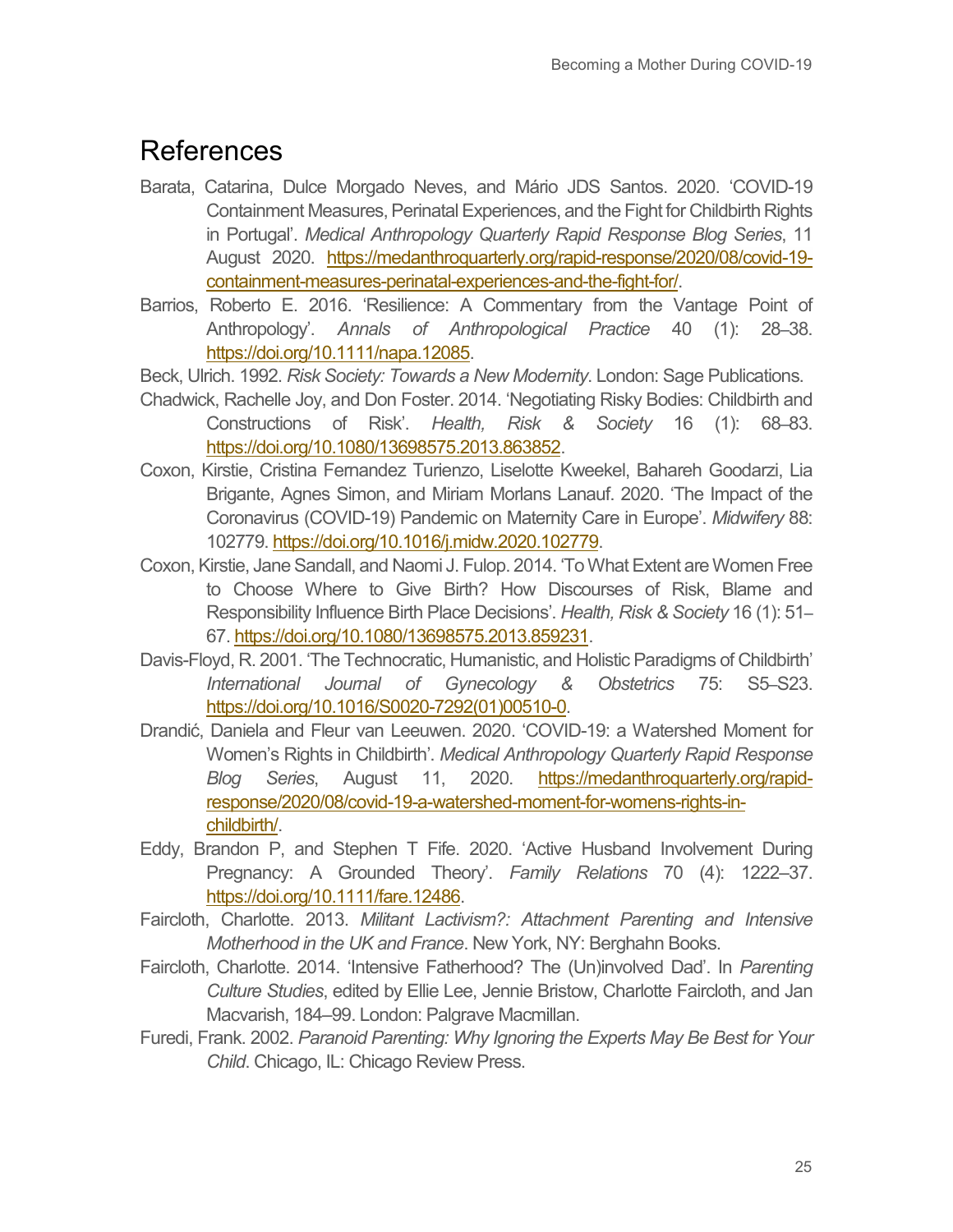# References

Barata, Catarina, Dulce Morgado Neves, and Mário JDS Santos. 2020. 'COVID-19 Containment Measures, Perinatal Experiences, and the Fight for Childbirth Rights in Portugal'. *Medical Anthropology Quarterly Rapid Response Blog Series*, 11 August 2020. https://medanthroquarterly.org/rapid-response/2020/08/covid-19-containment-measures-perinatal-experiences-and-the-fight-for/.

Barrios, Roberto E. 2016. 'Resilience: A Commentary from the Vantage Point of Anthropology'. *Annals of Anthropological Practice* 40 (1): 28–38. https://doi.org/10.1111/napa.12085.

Beck, Ulrich. 1992. *Risk Society: Towards a New Modernity*. London: Sage Publications.

Chadwick, Rachelle Joy, and Don Foster. 2014. 'Negotiating Risky Bodies: Childbirth and Constructions of Risk'. *Health, Risk & Society* 16 (1): 68–83. https://doi.org/10.1080/13698575.2013.863852.

Coxon, Kirstie, Cristina Fernandez Turienzo, Liselotte Kweekel, Bahareh Goodarzi, Lia Brigante, Agnes Simon, and Miriam Morlans Lanauf. 2020. 'The Impact of the Coronavirus (COVID-19) Pandemic on Maternity Care in Europe'. *Midwifery* 88: 102779. https://doi.org/10.1016/j.midw.2020.102779.

Coxon, Kirstie, Jane Sandall, and Naomi J. Fulop. 2014. 'To What Extent are Women Free to Choose Where to Give Birth? How Discourses of Risk, Blame and Responsibility Influence Birth Place Decisions'. *Health, Risk & Society* 16 (1): 51–67. https://doi.org/10.1080/13698575.2013.859231.

Davis-Floyd, R. 2001. 'The Technocratic, Humanistic, and Holistic Paradigms of Childbirth' *International Journal of Gynecology & Obstetrics* 75: S5–S23. https://doi.org/10.1016/S0020-7292(01)00510-0.

Drandić, Daniela and Fleur van Leeuwen. 2020. 'COVID-19: a Watershed Moment for Women's Rights in Childbirth'. *Medical Anthropology Quarterly Rapid Response Blog Series*, August 11, 2020. https://medanthroquarterly.org/rapid-response/2020/08/covid-19-a-watershed-moment-for-womens-rights-in-childbirth/.

Eddy, Brandon P, and Stephen T Fife. 2020. 'Active Husband Involvement During Pregnancy: A Grounded Theory'. *Family Relations* 70 (4): 1222–37. https://doi.org/10.1111/fare.12486.

Faircloth, Charlotte. 2013. *Militant Lactivism?: Attachment Parenting and Intensive Motherhood in the UK and France*. New York, NY: Berghahn Books.

Faircloth, Charlotte. 2014. 'Intensive Fatherhood? The (Un)involved Dad'. In *Parenting Culture Studies*, edited by Ellie Lee, Jennie Bristow, Charlotte Faircloth, and Jan Macvarish, 184–99. London: Palgrave Macmillan.

Furedi, Frank. 2002. *Paranoid Parenting: Why Ignoring the Experts May Be Best for Your Child*. Chicago, IL: Chicago Review Press.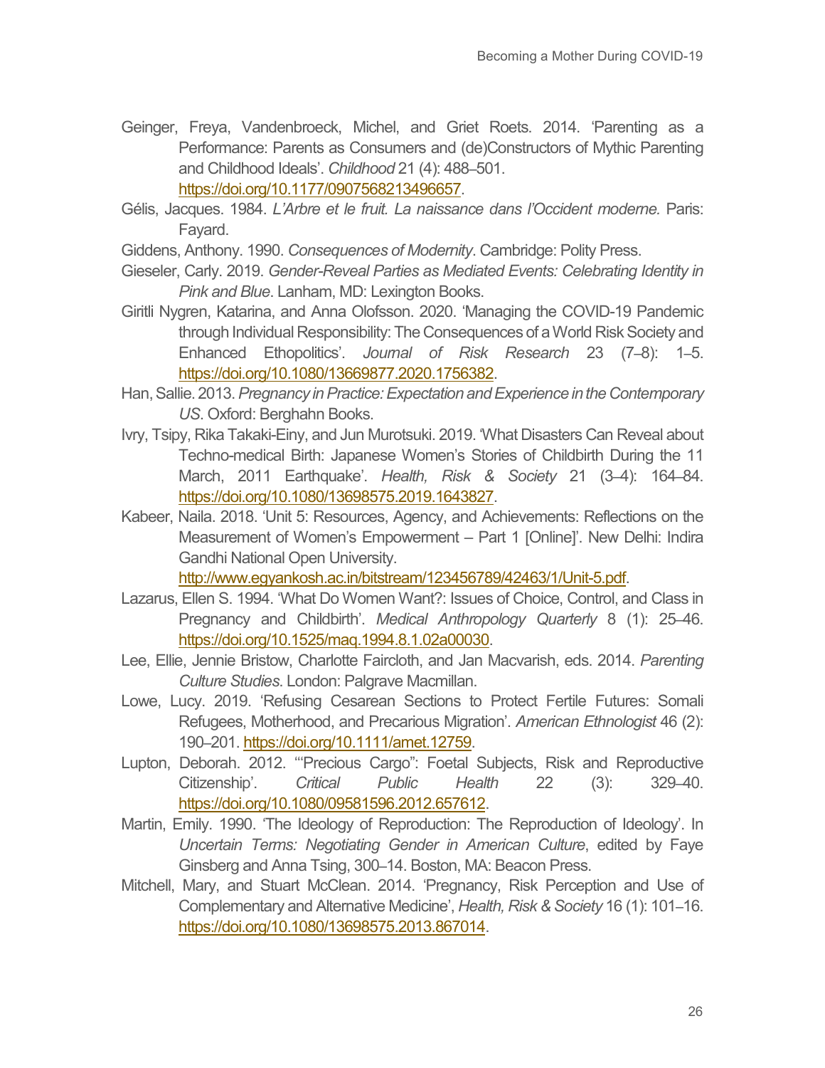Geinger, Freya, Vandenbroeck, Michel, and Griet Roets. 2014. 'Parenting as a Performance: Parents as Consumers and (de)Constructors of Mythic Parenting and Childhood Ideals'. *Childhood* 21 (4): 488–501. https://doi.org/10.1177/0907568213496657.

Gélis, Jacques. 1984. *L'Arbre et le fruit. La naissance dans l'Occident moderne.* Paris: Fayard.

Giddens, Anthony. 1990. *Consequences of Modernity*. Cambridge: Polity Press.

Gieseler, Carly. 2019. *Gender-Reveal Parties as Mediated Events: Celebrating Identity in Pink and Blue*. Lanham, MD: Lexington Books.

Giritli Nygren, Katarina, and Anna Olofsson. 2020. 'Managing the COVID-19 Pandemic through Individual Responsibility: The Consequences of a World Risk Society and Enhanced Ethopolitics'. *Journal of Risk Research* 23 (7–8): 1–5. https://doi.org/10.1080/13669877.2020.1756382.

Han, Sallie. 2013. *Pregnancy in Practice: Expectation and Experience in the Contemporary US*. Oxford: Berghahn Books.

Ivry, Tsipy, Rika Takaki-Einy, and Jun Murotsuki. 2019. 'What Disasters Can Reveal about Techno-medical Birth: Japanese Women's Stories of Childbirth During the 11 March, 2011 Earthquake'. *Health, Risk & Society* 21 (3–4): 164–84. https://doi.org/10.1080/13698575.2019.1643827.

Kabeer, Naila. 2018. 'Unit 5: Resources, Agency, and Achievements: Reflections on the Measurement of Women's Empowerment – Part 1 [Online]'. New Delhi: Indira Gandhi National Open University. http://www.egyankosh.ac.in/bitstream/123456789/42463/1/Unit-5.pdf.

Lazarus, Ellen S. 1994. 'What Do Women Want?: Issues of Choice, Control, and Class in Pregnancy and Childbirth'. *Medical Anthropology Quarterly* 8 (1): 25–46. https://doi.org/10.1525/maq.1994.8.1.02a00030.

Lee, Ellie, Jennie Bristow, Charlotte Faircloth, and Jan Macvarish, eds. 2014. *Parenting Culture Studies*. London: Palgrave Macmillan.

Lowe, Lucy. 2019. 'Refusing Cesarean Sections to Protect Fertile Futures: Somali Refugees, Motherhood, and Precarious Migration'. *American Ethnologist* 46 (2): 190–201. https://doi.org/10.1111/amet.12759.

Lupton, Deborah. 2012. '"Precious Cargo": Foetal Subjects, Risk and Reproductive Citizenship'. *Critical Public Health* 22 (3): 329–40. https://doi.org/10.1080/09581596.2012.657612.

Martin, Emily. 1990. 'The Ideology of Reproduction: The Reproduction of Ideology'. In *Uncertain Terms: Negotiating Gender in American Culture*, edited by Faye Ginsberg and Anna Tsing, 300–14. Boston, MA: Beacon Press.

Mitchell, Mary, and Stuart McClean. 2014. 'Pregnancy, Risk Perception and Use of Complementary and Alternative Medicine', *Health, Risk & Society* 16 (1): 101–16. https://doi.org/10.1080/13698575.2013.867014.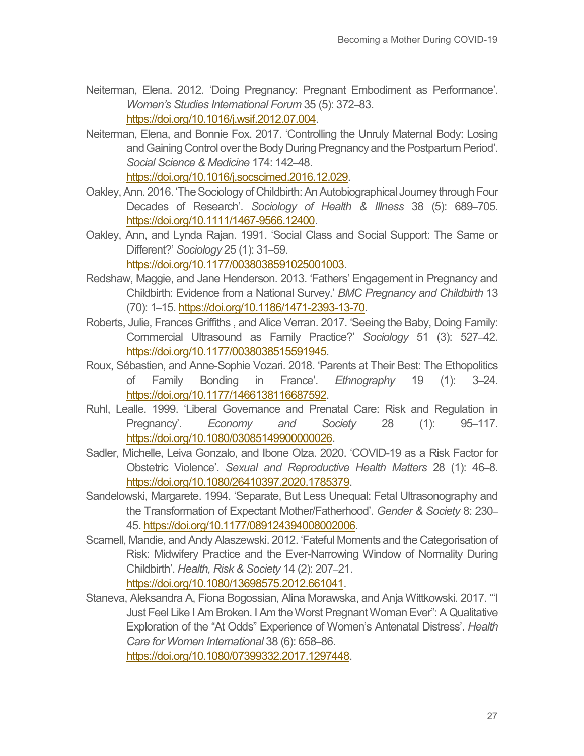Neiterman, Elena. 2012. 'Doing Pregnancy: Pregnant Embodiment as Performance'. *Women's Studies International Forum* 35 (5): 372–83. https://doi.org/10.1016/j.wsif.2012.07.004.

Neiterman, Elena, and Bonnie Fox. 2017. 'Controlling the Unruly Maternal Body: Losing and Gaining Control over the Body During Pregnancy and the Postpartum Period'. *Social Science & Medicine* 174: 142–48. https://doi.org/10.1016/j.socscimed.2016.12.029.

Oakley, Ann. 2016. 'The Sociology of Childbirth: An Autobiographical Journey through Four Decades of Research'. *Sociology of Health & Illness* 38 (5): 689–705. https://doi.org/10.1111/1467-9566.12400.

Oakley, Ann, and Lynda Rajan. 1991. 'Social Class and Social Support: The Same or Different?' *Sociology* 25 (1): 31–59. https://doi.org/10.1177/0038038591025001003.

Redshaw, Maggie, and Jane Henderson. 2013. 'Fathers' Engagement in Pregnancy and Childbirth: Evidence from a National Survey.' *BMC Pregnancy and Childbirth* 13 (70): 1–15. https://doi.org/10.1186/1471-2393-13-70.

Roberts, Julie, Frances Griffiths , and Alice Verran. 2017. 'Seeing the Baby, Doing Family: Commercial Ultrasound as Family Practice?' *Sociology* 51 (3): 527–42. https://doi.org/10.1177/0038038515591945.

Roux, Sébastien, and Anne-Sophie Vozari. 2018. 'Parents at Their Best: The Ethopolitics of Family Bonding in France'. *Ethnography* 19 (1): 3–24. https://doi.org/10.1177/1466138116687592.

Ruhl, Lealle. 1999. 'Liberal Governance and Prenatal Care: Risk and Regulation in Pregnancy'. *Economy and Society* 28 (1): 95–117. https://doi.org/10.1080/03085149900000026.

Sadler, Michelle, Leiva Gonzalo, and Ibone Olza. 2020. 'COVID-19 as a Risk Factor for Obstetric Violence'. *Sexual and Reproductive Health Matters* 28 (1): 46–8. https://doi.org/10.1080/26410397.2020.1785379.

Sandelowski, Margarete. 1994. 'Separate, But Less Unequal: Fetal Ultrasonography and the Transformation of Expectant Mother/Fatherhood'. *Gender & Society* 8: 230–45. https://doi.org/10.1177/089124394008002006.

Scamell, Mandie, and Andy Alaszewski. 2012. 'Fateful Moments and the Categorisation of Risk: Midwifery Practice and the Ever-Narrowing Window of Normality During Childbirth'. *Health, Risk & Society* 14 (2): 207–21. https://doi.org/10.1080/13698575.2012.661041.

Staneva, Aleksandra A, Fiona Bogossian, Alina Morawska, and Anja Wittkowski. 2017. '"I Just Feel Like I Am Broken. I Am the Worst Pregnant Woman Ever": A Qualitative Exploration of the "At Odds" Experience of Women's Antenatal Distress'. *Health Care for Women International* 38 (6): 658–86. https://doi.org/10.1080/07399332.2017.1297448.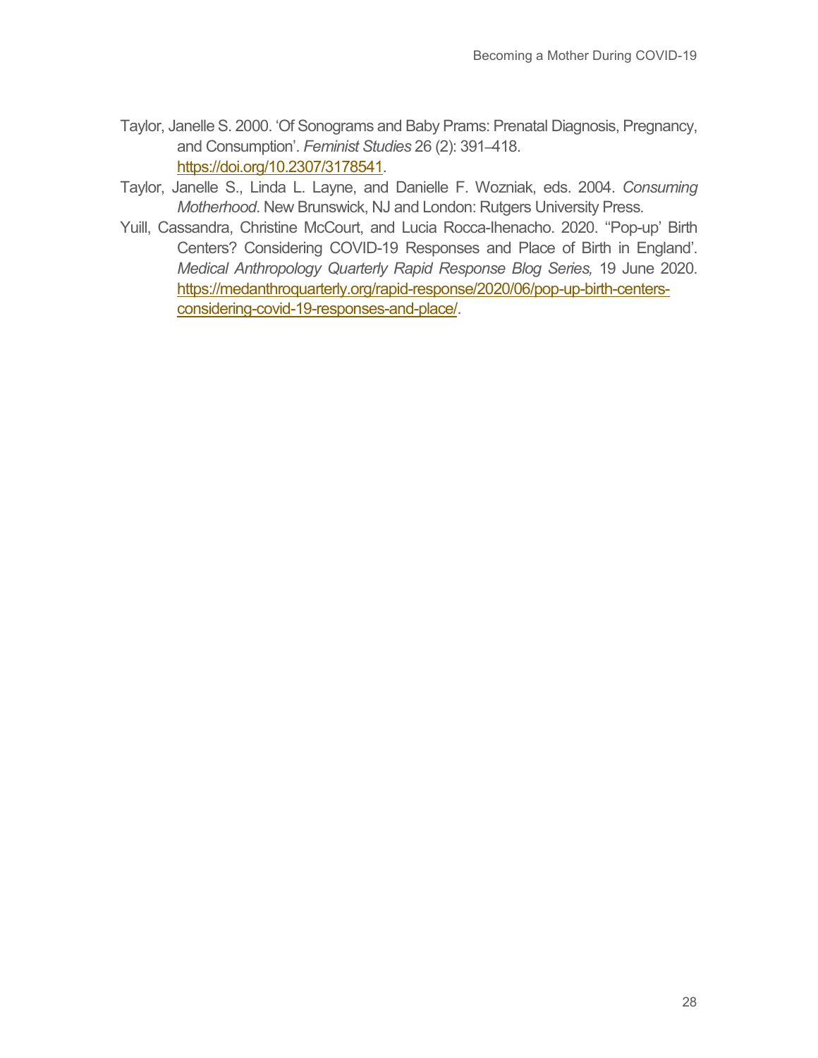Taylor, Janelle S. 2000. 'Of Sonograms and Baby Prams: Prenatal Diagnosis, Pregnancy, and Consumption'. *Feminist Studies* 26 (2): 391–418. https://doi.org/10.2307/3178541.

Taylor, Janelle S., Linda L. Layne, and Danielle F. Wozniak, eds. 2004. *Consuming Motherhood*. New Brunswick, NJ and London: Rutgers University Press.

Yuill, Cassandra, Christine McCourt, and Lucia Rocca-Ihenacho. 2020. ''Pop-up' Birth Centers? Considering COVID-19 Responses and Place of Birth in England'. *Medical Anthropology Quarterly Rapid Response Blog Series,* 19 June 2020. https://medanthroquarterly.org/rapid-response/2020/06/pop-up-birth-centers-considering-covid-19-responses-and-place/.